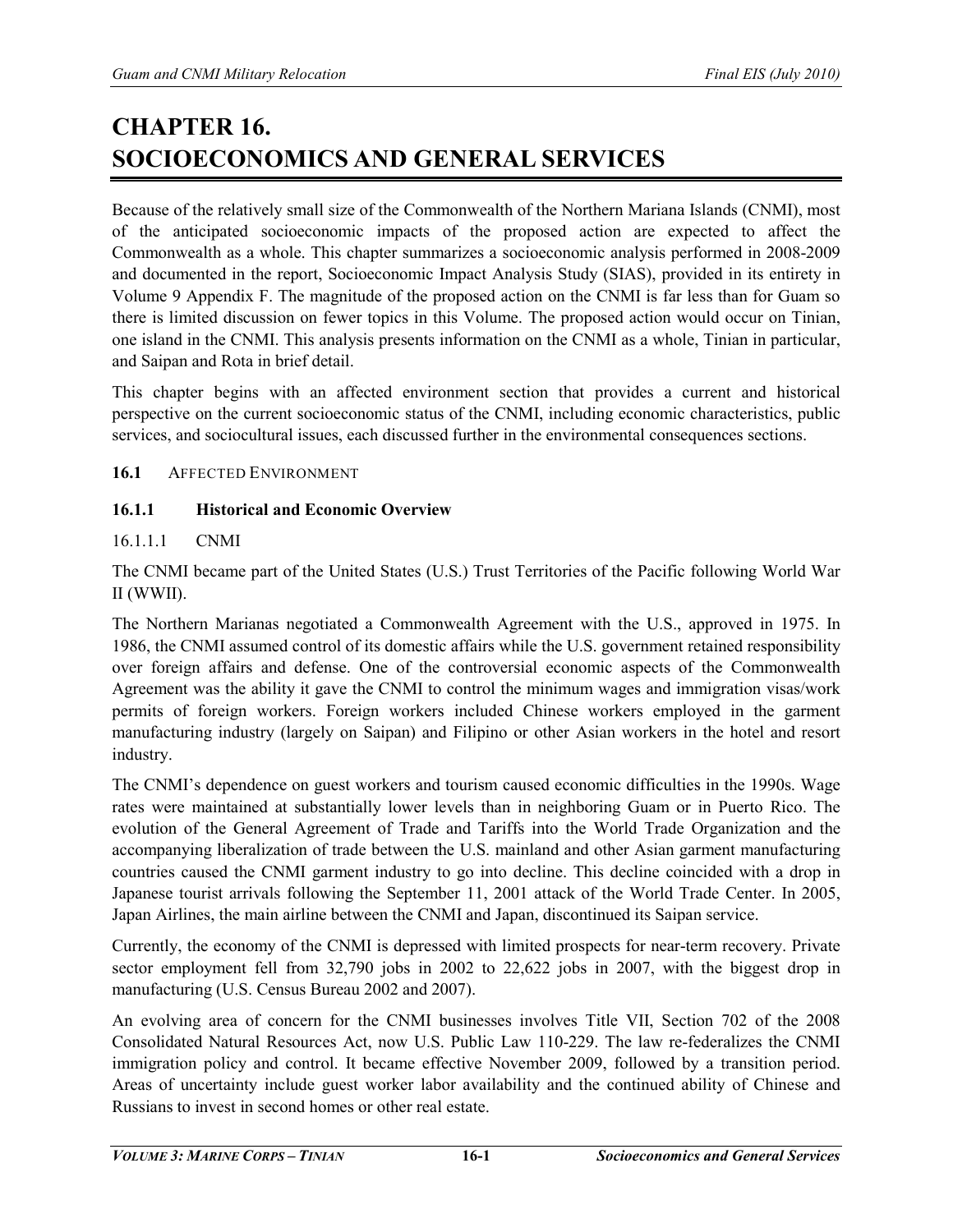# CHAPTER 16.
# SOCIOECONOMICS AND GENERAL SERVICES

Because of the relatively small size of the Commonwealth of the Northern Mariana Islands (CNMI), most of the anticipated socioeconomic impacts of the proposed action are expected to affect the Commonwealth as a whole. This chapter summarizes a socioeconomic analysis performed in 2008-2009 and documented in the report, Socioeconomic Impact Analysis Study (SIAS), provided in its entirety in Volume 9 Appendix F. The magnitude of the proposed action on the CNMI is far less than for Guam so there is limited discussion on fewer topics in this Volume. The proposed action would occur on Tinian, one island in the CNMI. This analysis presents information on the CNMI as a whole, Tinian in particular, and Saipan and Rota in brief detail.

This chapter begins with an affected environment section that provides a current and historical perspective on the current socioeconomic status of the CNMI, including economic characteristics, public services, and sociocultural issues, each discussed further in the environmental consequences sections.

## 16.1 AFFECTED ENVIRONMENT

### 16.1.1 Historical and Economic Overview

#### 16.1.1.1 CNMI

The CNMI became part of the United States (U.S.) Trust Territories of the Pacific following World War II (WWII).

The Northern Marianas negotiated a Commonwealth Agreement with the U.S., approved in 1975. In 1986, the CNMI assumed control of its domestic affairs while the U.S. government retained responsibility over foreign affairs and defense. One of the controversial economic aspects of the Commonwealth Agreement was the ability it gave the CNMI to control the minimum wages and immigration visas/work permits of foreign workers. Foreign workers included Chinese workers employed in the garment manufacturing industry (largely on Saipan) and Filipino or other Asian workers in the hotel and resort industry.

The CNMI's dependence on guest workers and tourism caused economic difficulties in the 1990s. Wage rates were maintained at substantially lower levels than in neighboring Guam or in Puerto Rico. The evolution of the General Agreement of Trade and Tariffs into the World Trade Organization and the accompanying liberalization of trade between the U.S. mainland and other Asian garment manufacturing countries caused the CNMI garment industry to go into decline. This decline coincided with a drop in Japanese tourist arrivals following the September 11, 2001 attack of the World Trade Center. In 2005, Japan Airlines, the main airline between the CNMI and Japan, discontinued its Saipan service.

Currently, the economy of the CNMI is depressed with limited prospects for near-term recovery. Private sector employment fell from 32,790 jobs in 2002 to 22,622 jobs in 2007, with the biggest drop in manufacturing (U.S. Census Bureau 2002 and 2007).

An evolving area of concern for the CNMI businesses involves Title VII, Section 702 of the 2008 Consolidated Natural Resources Act, now U.S. Public Law 110-229. The law re-federalizes the CNMI immigration policy and control. It became effective November 2009, followed by a transition period. Areas of uncertainty include guest worker labor availability and the continued ability of Chinese and Russians to invest in second homes or other real estate.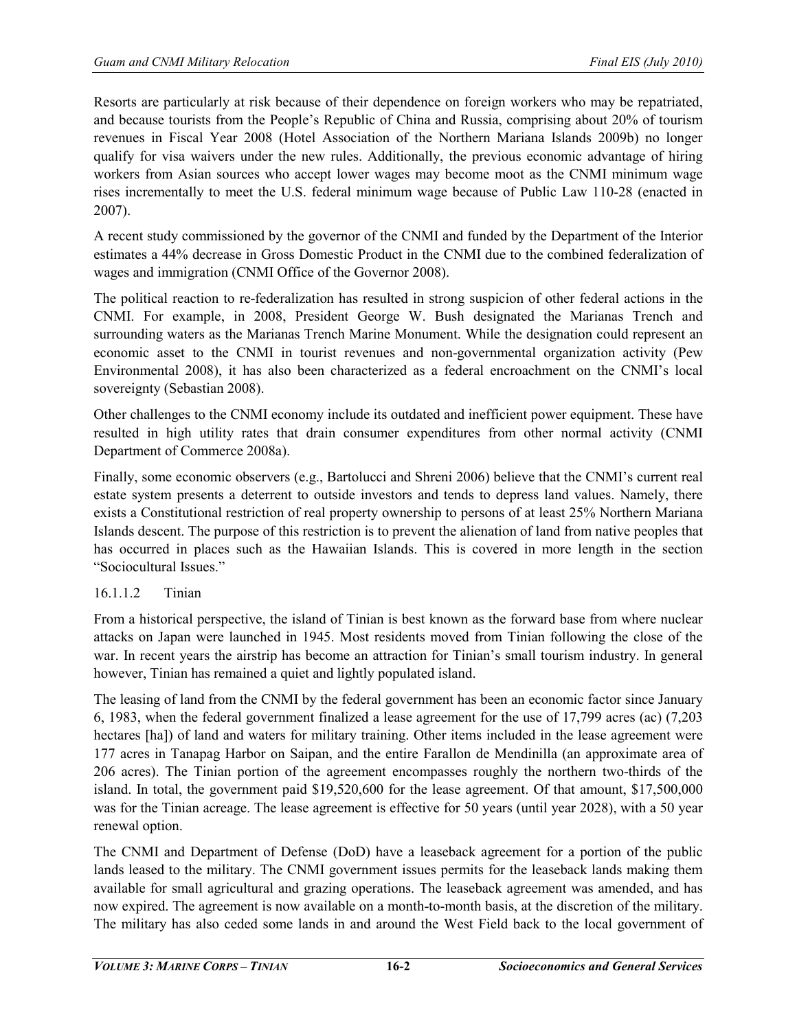Resorts are particularly at risk because of their dependence on foreign workers who may be repatriated, and because tourists from the People's Republic of China and Russia, comprising about 20% of tourism revenues in Fiscal Year 2008 (Hotel Association of the Northern Mariana Islands 2009b) no longer qualify for visa waivers under the new rules. Additionally, the previous economic advantage of hiring workers from Asian sources who accept lower wages may become moot as the CNMI minimum wage rises incrementally to meet the U.S. federal minimum wage because of Public Law 110-28 (enacted in 2007).

A recent study commissioned by the governor of the CNMI and funded by the Department of the Interior estimates a 44% decrease in Gross Domestic Product in the CNMI due to the combined federalization of wages and immigration (CNMI Office of the Governor 2008).

The political reaction to re-federalization has resulted in strong suspicion of other federal actions in the CNMI. For example, in 2008, President George W. Bush designated the Marianas Trench and surrounding waters as the Marianas Trench Marine Monument. While the designation could represent an economic asset to the CNMI in tourist revenues and non-governmental organization activity (Pew Environmental 2008), it has also been characterized as a federal encroachment on the CNMI's local sovereignty (Sebastian 2008).

Other challenges to the CNMI economy include its outdated and inefficient power equipment. These have resulted in high utility rates that drain consumer expenditures from other normal activity (CNMI Department of Commerce 2008a).

Finally, some economic observers (e.g., Bartolucci and Shreni 2006) believe that the CNMI's current real estate system presents a deterrent to outside investors and tends to depress land values. Namely, there exists a Constitutional restriction of real property ownership to persons of at least 25% Northern Mariana Islands descent. The purpose of this restriction is to prevent the alienation of land from native peoples that has occurred in places such as the Hawaiian Islands. This is covered in more length in the section "Sociocultural Issues."

#### 16.1.1.2 Tinian

From a historical perspective, the island of Tinian is best known as the forward base from where nuclear attacks on Japan were launched in 1945. Most residents moved from Tinian following the close of the war. In recent years the airstrip has become an attraction for Tinian's small tourism industry. In general however, Tinian has remained a quiet and lightly populated island.

The leasing of land from the CNMI by the federal government has been an economic factor since January 6, 1983, when the federal government finalized a lease agreement for the use of 17,799 acres (ac) (7,203 hectares [ha]) of land and waters for military training. Other items included in the lease agreement were 177 acres in Tanapag Harbor on Saipan, and the entire Farallon de Mendinilla (an approximate area of 206 acres). The Tinian portion of the agreement encompasses roughly the northern two-thirds of the island. In total, the government paid $19,520,600 for the lease agreement. Of that amount, $17,500,000 was for the Tinian acreage. The lease agreement is effective for 50 years (until year 2028), with a 50 year renewal option.

The CNMI and Department of Defense (DoD) have a leaseback agreement for a portion of the public lands leased to the military. The CNMI government issues permits for the leaseback lands making them available for small agricultural and grazing operations. The leaseback agreement was amended, and has now expired. The agreement is now available on a month-to-month basis, at the discretion of the military. The military has also ceded some lands in and around the West Field back to the local government of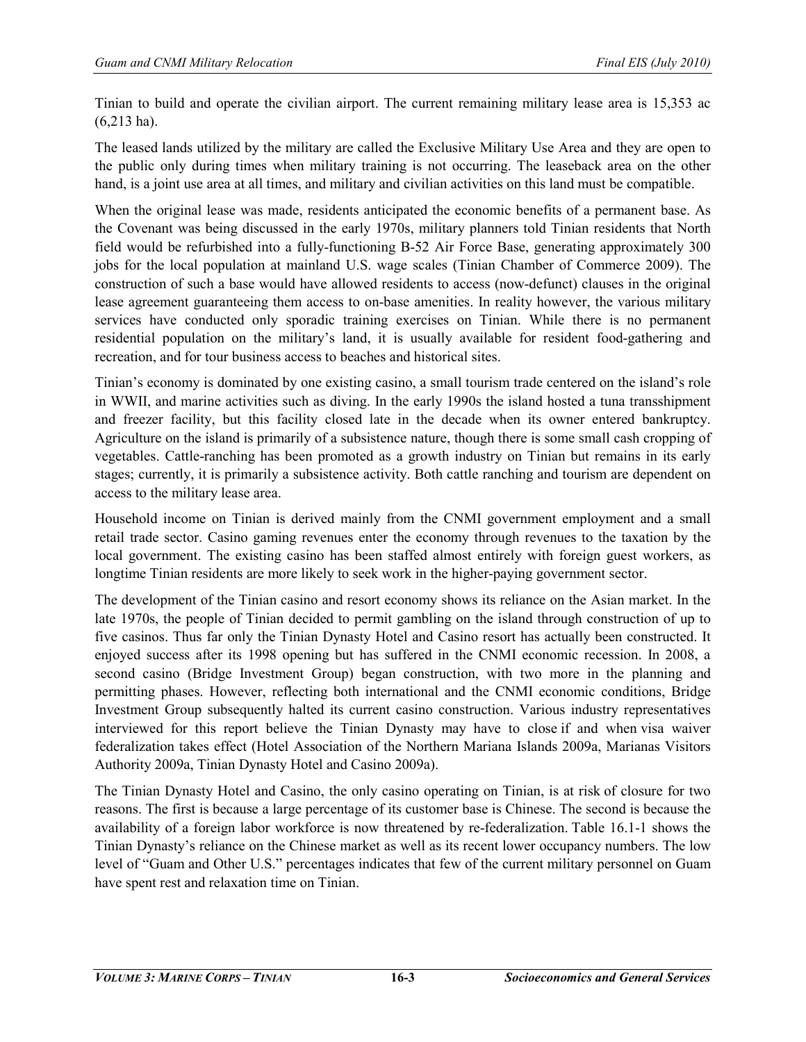Tinian to build and operate the civilian airport. The current remaining military lease area is 15,353 ac (6,213 ha).

The leased lands utilized by the military are called the Exclusive Military Use Area and they are open to the public only during times when military training is not occurring. The leaseback area on the other hand, is a joint use area at all times, and military and civilian activities on this land must be compatible.

When the original lease was made, residents anticipated the economic benefits of a permanent base. As the Covenant was being discussed in the early 1970s, military planners told Tinian residents that North field would be refurbished into a fully-functioning B-52 Air Force Base, generating approximately 300 jobs for the local population at mainland U.S. wage scales (Tinian Chamber of Commerce 2009). The construction of such a base would have allowed residents to access (now-defunct) clauses in the original lease agreement guaranteeing them access to on-base amenities. In reality however, the various military services have conducted only sporadic training exercises on Tinian. While there is no permanent residential population on the military's land, it is usually available for resident food-gathering and recreation, and for tour business access to beaches and historical sites.

Tinian's economy is dominated by one existing casino, a small tourism trade centered on the island's role in WWII, and marine activities such as diving. In the early 1990s the island hosted a tuna transshipment and freezer facility, but this facility closed late in the decade when its owner entered bankruptcy. Agriculture on the island is primarily of a subsistence nature, though there is some small cash cropping of vegetables. Cattle-ranching has been promoted as a growth industry on Tinian but remains in its early stages; currently, it is primarily a subsistence activity. Both cattle ranching and tourism are dependent on access to the military lease area.

Household income on Tinian is derived mainly from the CNMI government employment and a small retail trade sector. Casino gaming revenues enter the economy through revenues to the taxation by the local government. The existing casino has been staffed almost entirely with foreign guest workers, as longtime Tinian residents are more likely to seek work in the higher-paying government sector.

The development of the Tinian casino and resort economy shows its reliance on the Asian market. In the late 1970s, the people of Tinian decided to permit gambling on the island through construction of up to five casinos. Thus far only the Tinian Dynasty Hotel and Casino resort has actually been constructed. It enjoyed success after its 1998 opening but has suffered in the CNMI economic recession. In 2008, a second casino (Bridge Investment Group) began construction, with two more in the planning and permitting phases. However, reflecting both international and the CNMI economic conditions, Bridge Investment Group subsequently halted its current casino construction. Various industry representatives interviewed for this report believe the Tinian Dynasty may have to close if and when visa waiver federalization takes effect (Hotel Association of the Northern Mariana Islands 2009a, Marianas Visitors Authority 2009a, Tinian Dynasty Hotel and Casino 2009a).

The Tinian Dynasty Hotel and Casino, the only casino operating on Tinian, is at risk of closure for two reasons. The first is because a large percentage of its customer base is Chinese. The second is because the availability of a foreign labor workforce is now threatened by re-federalization. Table 16.1-1 shows the Tinian Dynasty's reliance on the Chinese market as well as its recent lower occupancy numbers. The low level of "Guam and Other U.S." percentages indicates that few of the current military personnel on Guam have spent rest and relaxation time on Tinian.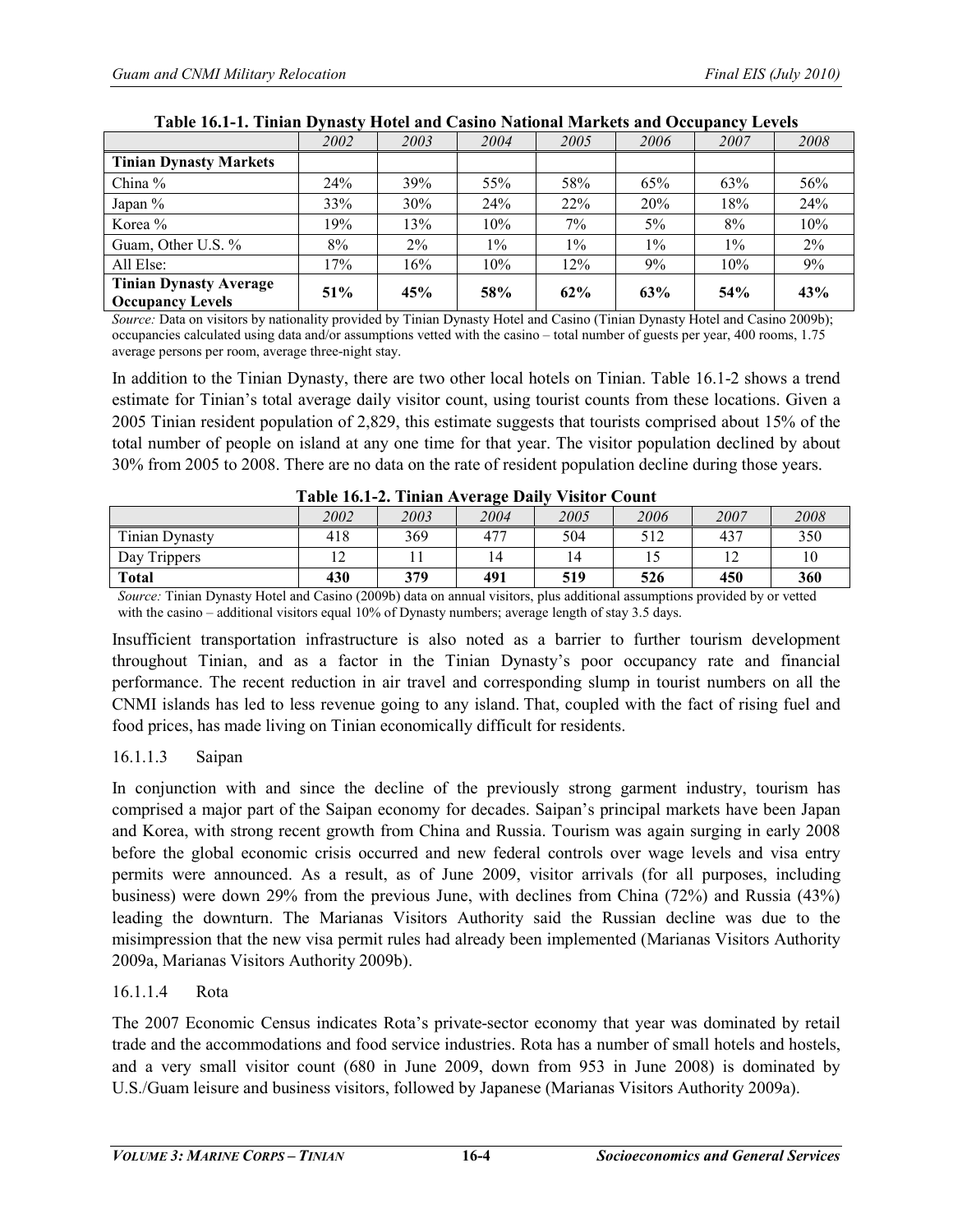**Table 16.1-1. Tinian Dynasty Hotel and Casino National Markets and Occupancy Levels**

| | *2002* | *2003* | *2004* | *2005* | *2006* | *2007* | *2008* |
|---|---|---|---|---|---|---|---|
| **Tinian Dynasty Markets** | | | | | | | |
| China % | 24% | 39% | 55% | 58% | 65% | 63% | 56% |
| Japan % | 33% | 30% | 24% | 22% | 20% | 18% | 24% |
| Korea % | 19% | 13% | 10% | 7% | 5% | 8% | 10% |
| Guam, Other U.S. % | 8% | 2% | 1% | 1% | 1% | 1% | 2% |
| All Else: | 17% | 16% | 10% | 12% | 9% | 10% | 9% |
| **Tinian Dynasty Average Occupancy Levels** | **51%** | **45%** | **58%** | **62%** | **63%** | **54%** | **43%** |

*Source:* Data on visitors by nationality provided by Tinian Dynasty Hotel and Casino (Tinian Dynasty Hotel and Casino 2009b); occupancies calculated using data and/or assumptions vetted with the casino – total number of guests per year, 400 rooms, 1.75 average persons per room, average three-night stay.

In addition to the Tinian Dynasty, there are two other local hotels on Tinian. Table 16.1-2 shows a trend estimate for Tinian's total average daily visitor count, using tourist counts from these locations. Given a 2005 Tinian resident population of 2,829, this estimate suggests that tourists comprised about 15% of the total number of people on island at any one time for that year. The visitor population declined by about 30% from 2005 to 2008. There are no data on the rate of resident population decline during those years.

**Table 16.1-2. Tinian Average Daily Visitor Count**

| | *2002* | *2003* | *2004* | *2005* | *2006* | *2007* | *2008* |
|---|---|---|---|---|---|---|---|
| Tinian Dynasty | 418 | 369 | 477 | 504 | 512 | 437 | 350 |
| Day Trippers | 12 | 11 | 14 | 14 | 15 | 12 | 10 |
| **Total** | **430** | **379** | **491** | **519** | **526** | **450** | **360** |

*Source:* Tinian Dynasty Hotel and Casino (2009b) data on annual visitors, plus additional assumptions provided by or vetted with the casino – additional visitors equal 10% of Dynasty numbers; average length of stay 3.5 days.

Insufficient transportation infrastructure is also noted as a barrier to further tourism development throughout Tinian, and as a factor in the Tinian Dynasty's poor occupancy rate and financial performance. The recent reduction in air travel and corresponding slump in tourist numbers on all the CNMI islands has led to less revenue going to any island. That, coupled with the fact of rising fuel and food prices, has made living on Tinian economically difficult for residents.

#### 16.1.1.3 Saipan

In conjunction with and since the decline of the previously strong garment industry, tourism has comprised a major part of the Saipan economy for decades. Saipan's principal markets have been Japan and Korea, with strong recent growth from China and Russia. Tourism was again surging in early 2008 before the global economic crisis occurred and new federal controls over wage levels and visa entry permits were announced. As a result, as of June 2009, visitor arrivals (for all purposes, including business) were down 29% from the previous June, with declines from China (72%) and Russia (43%) leading the downturn. The Marianas Visitors Authority said the Russian decline was due to the misimpression that the new visa permit rules had already been implemented (Marianas Visitors Authority 2009a, Marianas Visitors Authority 2009b).

#### 16.1.1.4 Rota

The 2007 Economic Census indicates Rota's private-sector economy that year was dominated by retail trade and the accommodations and food service industries. Rota has a number of small hotels and hostels, and a very small visitor count (680 in June 2009, down from 953 in June 2008) is dominated by U.S./Guam leisure and business visitors, followed by Japanese (Marianas Visitors Authority 2009a).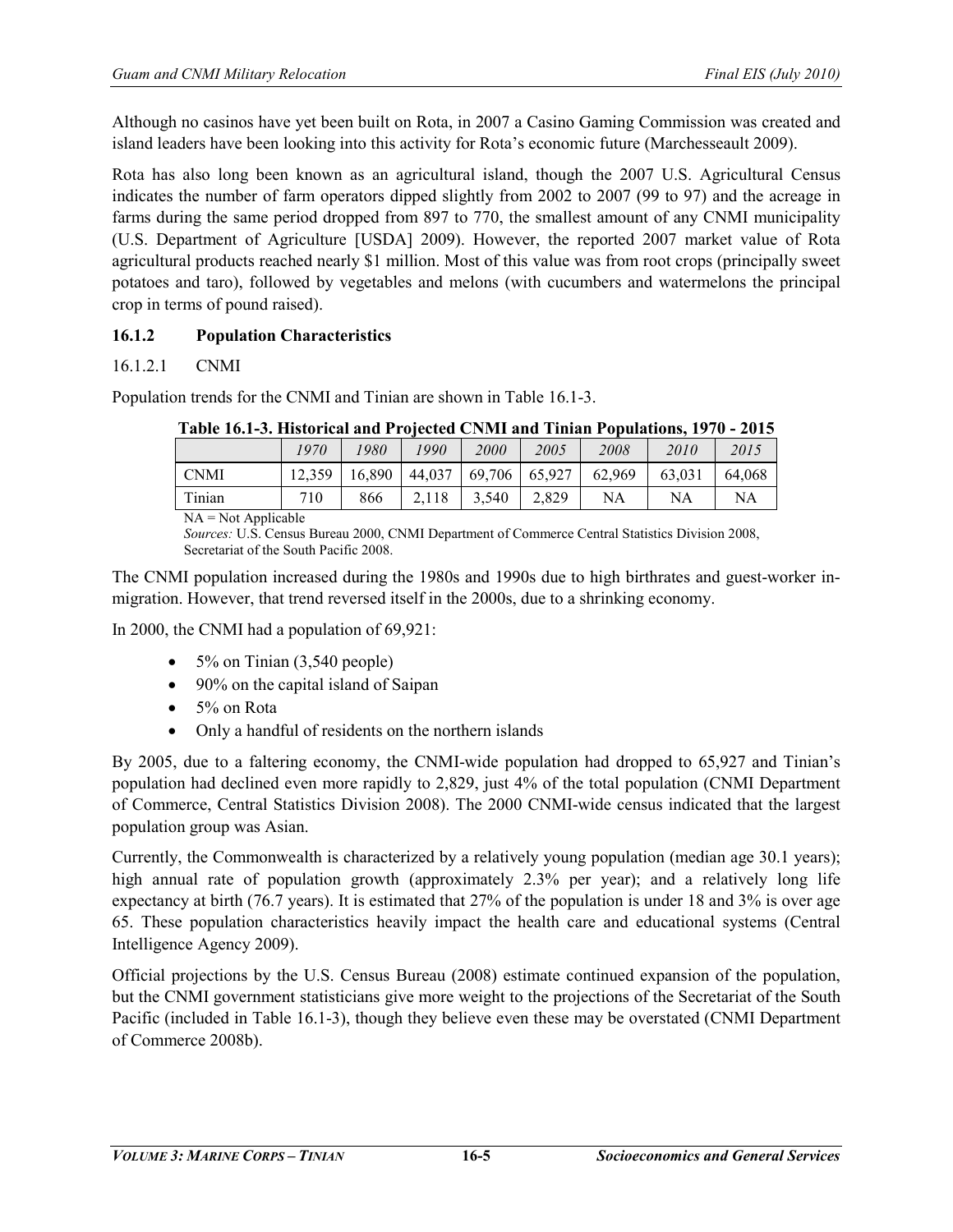Although no casinos have yet been built on Rota, in 2007 a Casino Gaming Commission was created and island leaders have been looking into this activity for Rota's economic future (Marchesseault 2009).

Rota has also long been known as an agricultural island, though the 2007 U.S. Agricultural Census indicates the number of farm operators dipped slightly from 2002 to 2007 (99 to 97) and the acreage in farms during the same period dropped from 897 to 770, the smallest amount of any CNMI municipality (U.S. Department of Agriculture [USDA] 2009). However, the reported 2007 market value of Rota agricultural products reached nearly $1 million. Most of this value was from root crops (principally sweet potatoes and taro), followed by vegetables and melons (with cucumbers and watermelons the principal crop in terms of pound raised).

### 16.1.2 Population Characteristics

16.1.2.1 CNMI

Population trends for the CNMI and Tinian are shown in Table 16.1-3.

**Table 16.1-3. Historical and Projected CNMI and Tinian Populations, 1970 - 2015**

| | *1970* | *1980* | *1990* | *2000* | *2005* | *2008* | *2010* | *2015* |
|---|---|---|---|---|---|---|---|---|
| CNMI | 12,359 | 16,890 | 44,037 | 69,706 | 65,927 | 62,969 | 63,031 | 64,068 |
| Tinian | 710 | 866 | 2,118 | 3,540 | 2,829 | NA | NA | NA |

NA = Not Applicable

*Sources:* U.S. Census Bureau 2000, CNMI Department of Commerce Central Statistics Division 2008, Secretariat of the South Pacific 2008.

The CNMI population increased during the 1980s and 1990s due to high birthrates and guest-worker in-migration. However, that trend reversed itself in the 2000s, due to a shrinking economy.

In 2000, the CNMI had a population of 69,921:

- 5% on Tinian (3,540 people)
- 90% on the capital island of Saipan
- 5% on Rota
- Only a handful of residents on the northern islands

By 2005, due to a faltering economy, the CNMI-wide population had dropped to 65,927 and Tinian's population had declined even more rapidly to 2,829, just 4% of the total population (CNMI Department of Commerce, Central Statistics Division 2008). The 2000 CNMI-wide census indicated that the largest population group was Asian.

Currently, the Commonwealth is characterized by a relatively young population (median age 30.1 years); high annual rate of population growth (approximately 2.3% per year); and a relatively long life expectancy at birth (76.7 years). It is estimated that 27% of the population is under 18 and 3% is over age 65. These population characteristics heavily impact the health care and educational systems (Central Intelligence Agency 2009).

Official projections by the U.S. Census Bureau (2008) estimate continued expansion of the population, but the CNMI government statisticians give more weight to the projections of the Secretariat of the South Pacific (included in Table 16.1-3), though they believe even these may be overstated (CNMI Department of Commerce 2008b).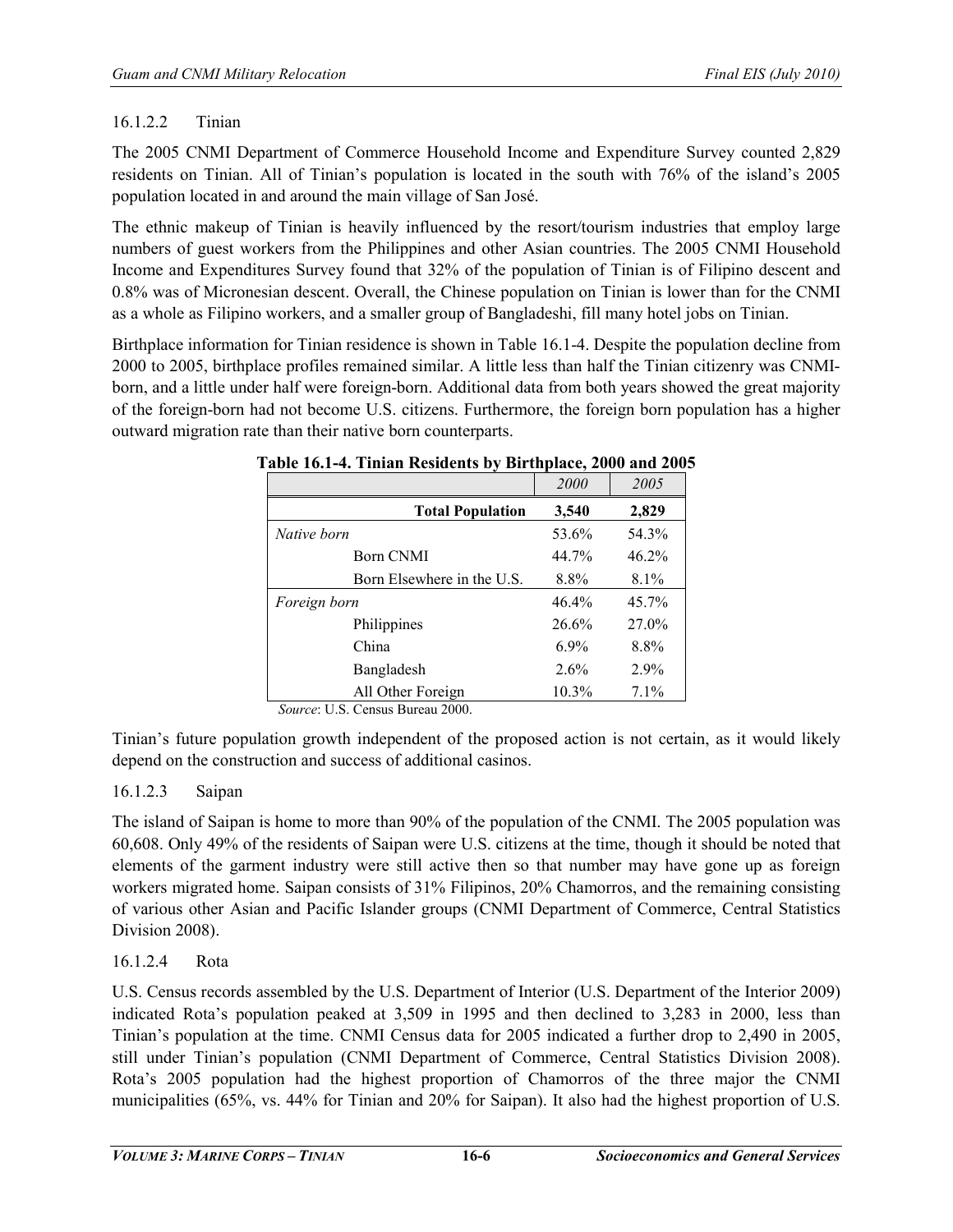#### 16.1.2.2 Tinian

The 2005 CNMI Department of Commerce Household Income and Expenditure Survey counted 2,829 residents on Tinian. All of Tinian's population is located in the south with 76% of the island's 2005 population located in and around the main village of San José.

The ethnic makeup of Tinian is heavily influenced by the resort/tourism industries that employ large numbers of guest workers from the Philippines and other Asian countries. The 2005 CNMI Household Income and Expenditures Survey found that 32% of the population of Tinian is of Filipino descent and 0.8% was of Micronesian descent. Overall, the Chinese population on Tinian is lower than for the CNMI as a whole as Filipino workers, and a smaller group of Bangladeshi, fill many hotel jobs on Tinian.

Birthplace information for Tinian residence is shown in Table 16.1-4. Despite the population decline from 2000 to 2005, birthplace profiles remained similar. A little less than half the Tinian citizenry was CNMI-born, and a little under half were foreign-born. Additional data from both years showed the great majority of the foreign-born had not become U.S. citizens. Furthermore, the foreign born population has a higher outward migration rate than their native born counterparts.

**Table 16.1-4. Tinian Residents by Birthplace, 2000 and 2005**

| | *2000* | *2005* |
|---|---|---|
| **Total Population** | **3,540** | **2,829** |
| *Native born* | 53.6% | 54.3% |
| Born CNMI | 44.7% | 46.2% |
| Born Elsewhere in the U.S. | 8.8% | 8.1% |
| *Foreign born* | 46.4% | 45.7% |
| Philippines | 26.6% | 27.0% |
| China | 6.9% | 8.8% |
| Bangladesh | 2.6% | 2.9% |
| All Other Foreign | 10.3% | 7.1% |

*Source*: U.S. Census Bureau 2000.

Tinian's future population growth independent of the proposed action is not certain, as it would likely depend on the construction and success of additional casinos.

#### 16.1.2.3 Saipan

The island of Saipan is home to more than 90% of the population of the CNMI. The 2005 population was 60,608. Only 49% of the residents of Saipan were U.S. citizens at the time, though it should be noted that elements of the garment industry were still active then so that number may have gone up as foreign workers migrated home. Saipan consists of 31% Filipinos, 20% Chamorros, and the remaining consisting of various other Asian and Pacific Islander groups (CNMI Department of Commerce, Central Statistics Division 2008).

#### 16.1.2.4 Rota

U.S. Census records assembled by the U.S. Department of Interior (U.S. Department of the Interior 2009) indicated Rota's population peaked at 3,509 in 1995 and then declined to 3,283 in 2000, less than Tinian's population at the time. CNMI Census data for 2005 indicated a further drop to 2,490 in 2005, still under Tinian's population (CNMI Department of Commerce, Central Statistics Division 2008). Rota's 2005 population had the highest proportion of Chamorros of the three major the CNMI municipalities (65%, vs. 44% for Tinian and 20% for Saipan). It also had the highest proportion of U.S.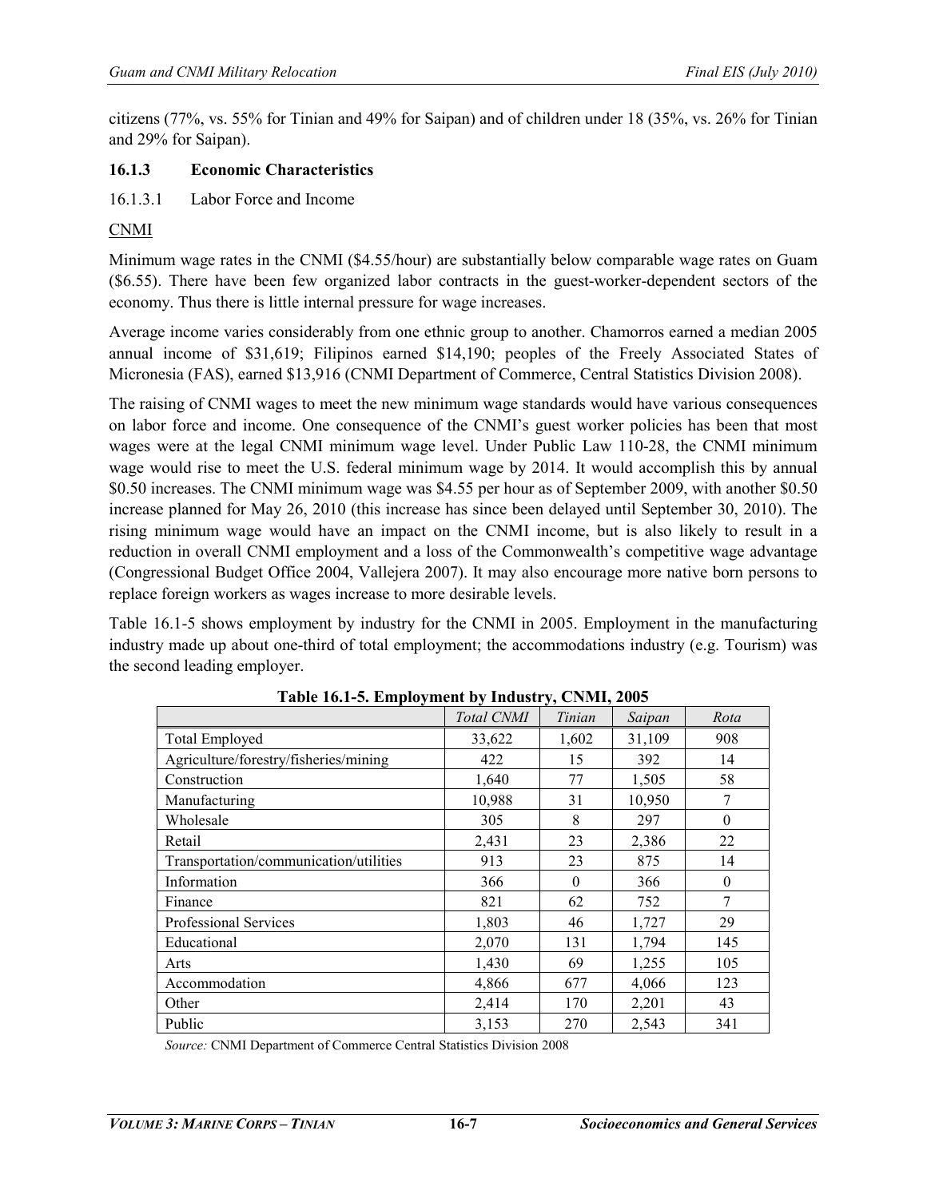citizens (77%, vs. 55% for Tinian and 49% for Saipan) and of children under 18 (35%, vs. 26% for Tinian and 29% for Saipan).

### 16.1.3 Economic Characteristics

#### 16.1.3.1 Labor Force and Income

CNMI

Minimum wage rates in the CNMI ($4.55/hour) are substantially below comparable wage rates on Guam ($6.55). There have been few organized labor contracts in the guest-worker-dependent sectors of the economy. Thus there is little internal pressure for wage increases.

Average income varies considerably from one ethnic group to another. Chamorros earned a median 2005 annual income of $31,619; Filipinos earned $14,190; peoples of the Freely Associated States of Micronesia (FAS), earned $13,916 (CNMI Department of Commerce, Central Statistics Division 2008).

The raising of CNMI wages to meet the new minimum wage standards would have various consequences on labor force and income. One consequence of the CNMI's guest worker policies has been that most wages were at the legal CNMI minimum wage level. Under Public Law 110-28, the CNMI minimum wage would rise to meet the U.S. federal minimum wage by 2014. It would accomplish this by annual $0.50 increases. The CNMI minimum wage was $4.55 per hour as of September 2009, with another $0.50 increase planned for May 26, 2010 (this increase has since been delayed until September 30, 2010). The rising minimum wage would have an impact on the CNMI income, but is also likely to result in a reduction in overall CNMI employment and a loss of the Commonwealth's competitive wage advantage (Congressional Budget Office 2004, Vallejera 2007). It may also encourage more native born persons to replace foreign workers as wages increase to more desirable levels.

Table 16.1-5 shows employment by industry for the CNMI in 2005. Employment in the manufacturing industry made up about one-third of total employment; the accommodations industry (e.g. Tourism) was the second leading employer.

**Table 16.1-5. Employment by Industry, CNMI, 2005**

| | *Total CNMI* | *Tinian* | *Saipan* | *Rota* |
|---|---|---|---|---|
| Total Employed | 33,622 | 1,602 | 31,109 | 908 |
| Agriculture/forestry/fisheries/mining | 422 | 15 | 392 | 14 |
| Construction | 1,640 | 77 | 1,505 | 58 |
| Manufacturing | 10,988 | 31 | 10,950 | 7 |
| Wholesale | 305 | 8 | 297 | 0 |
| Retail | 2,431 | 23 | 2,386 | 22 |
| Transportation/communication/utilities | 913 | 23 | 875 | 14 |
| Information | 366 | 0 | 366 | 0 |
| Finance | 821 | 62 | 752 | 7 |
| Professional Services | 1,803 | 46 | 1,727 | 29 |
| Educational | 2,070 | 131 | 1,794 | 145 |
| Arts | 1,430 | 69 | 1,255 | 105 |
| Accommodation | 4,866 | 677 | 4,066 | 123 |
| Other | 2,414 | 170 | 2,201 | 43 |
| Public | 3,153 | 270 | 2,543 | 341 |

*Source:* CNMI Department of Commerce Central Statistics Division 2008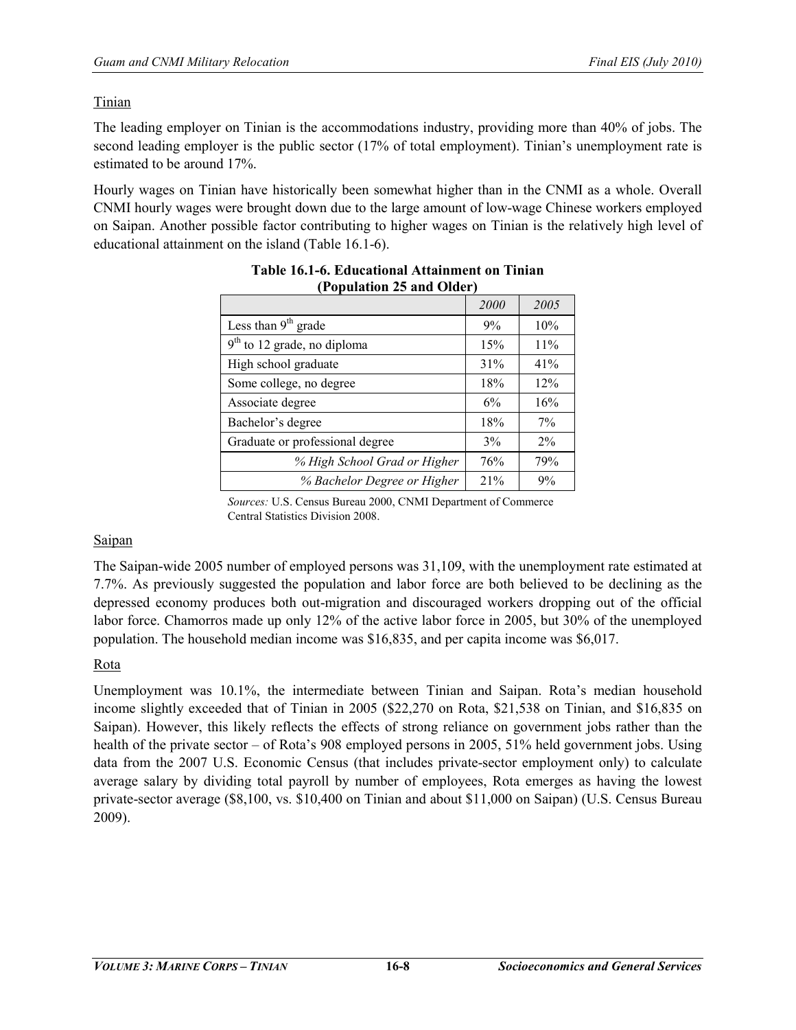### Tinian

The leading employer on Tinian is the accommodations industry, providing more than 40% of jobs. The second leading employer is the public sector (17% of total employment). Tinian's unemployment rate is estimated to be around 17%.

Hourly wages on Tinian have historically been somewhat higher than in the CNMI as a whole. Overall CNMI hourly wages were brought down due to the large amount of low-wage Chinese workers employed on Saipan. Another possible factor contributing to higher wages on Tinian is the relatively high level of educational attainment on the island (Table 16.1-6).

**Table 16.1-6. Educational Attainment on Tinian (Population 25 and Older)**

| | *2000* | *2005* |
|---|---|---|
| Less than 9th grade | 9% | 10% |
| 9th to 12 grade, no diploma | 15% | 11% |
| High school graduate | 31% | 41% |
| Some college, no degree | 18% | 12% |
| Associate degree | 6% | 16% |
| Bachelor's degree | 18% | 7% |
| Graduate or professional degree | 3% | 2% |
| *% High School Grad or Higher* | 76% | 79% |
| *% Bachelor Degree or Higher* | 21% | 9% |

*Sources:* U.S. Census Bureau 2000, CNMI Department of Commerce Central Statistics Division 2008.

### Saipan

The Saipan-wide 2005 number of employed persons was 31,109, with the unemployment rate estimated at 7.7%. As previously suggested the population and labor force are both believed to be declining as the depressed economy produces both out-migration and discouraged workers dropping out of the official labor force. Chamorros made up only 12% of the active labor force in 2005, but 30% of the unemployed population. The household median income was $16,835, and per capita income was $6,017.

### Rota

Unemployment was 10.1%, the intermediate between Tinian and Saipan. Rota's median household income slightly exceeded that of Tinian in 2005 ($22,270 on Rota, $21,538 on Tinian, and $16,835 on Saipan). However, this likely reflects the effects of strong reliance on government jobs rather than the health of the private sector – of Rota's 908 employed persons in 2005, 51% held government jobs. Using data from the 2007 U.S. Economic Census (that includes private-sector employment only) to calculate average salary by dividing total payroll by number of employees, Rota emerges as having the lowest private-sector average ($8,100, vs. $10,400 on Tinian and about $11,000 on Saipan) (U.S. Census Bureau 2009).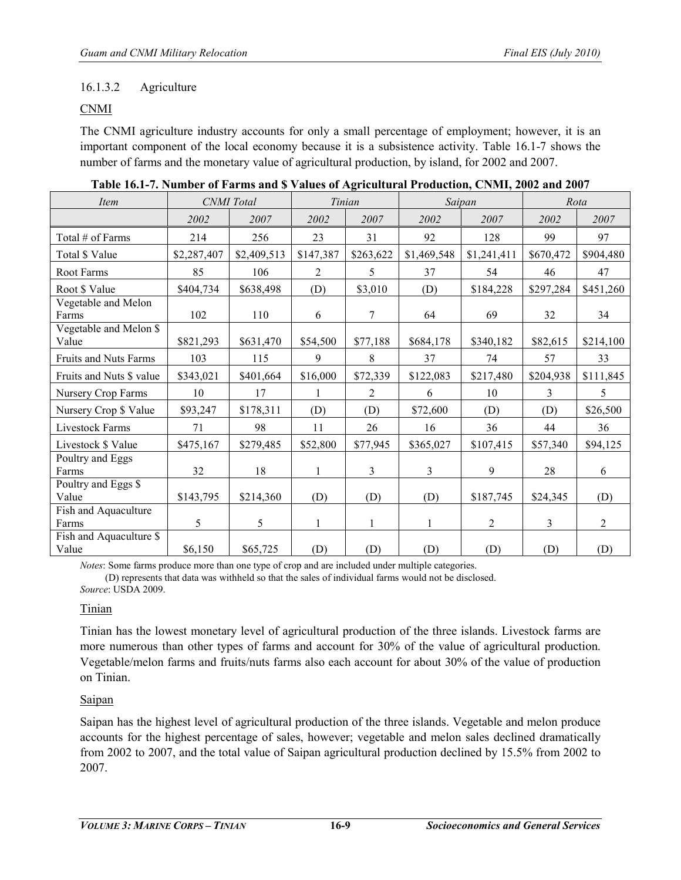### 16.1.3.2 Agriculture

CNMI

The CNMI agriculture industry accounts for only a small percentage of employment; however, it is an important component of the local economy because it is a subsistence activity. Table 16.1-7 shows the number of farms and the monetary value of agricultural production, by island, for 2002 and 2007.

**Table 16.1-7. Number of Farms and $ Values of Agricultural Production, CNMI, 2002 and 2007**

| *Item* | *CNMI Total* | | *Tinian* | | *Saipan* | | *Rota* | |
|---|---|---|---|---|---|---|---|---|
| | *2002* | *2007* | *2002* | *2007* | *2002* | *2007* | *2002* | *2007* |
| Total # of Farms | 214 | 256 | 23 | 31 | 92 | 128 | 99 | 97 |
| Total $ Value | $2,287,407 | $2,409,513 | $147,387 | $263,622 | $1,469,548 | $1,241,411 | $670,472 | $904,480 |
| Root Farms | 85 | 106 | 2 | 5 | 37 | 54 | 46 | 47 |
| Root $ Value | $404,734 | $638,498 | (D) | $3,010 | (D) | $184,228 | $297,284 | $451,260 |
| Vegetable and Melon Farms | 102 | 110 | 6 | 7 | 64 | 69 | 32 | 34 |
| Vegetable and Melon $ Value | $821,293 | $631,470 | $54,500 | $77,188 | $684,178 | $340,182 | $82,615 | $214,100 |
| Fruits and Nuts Farms | 103 | 115 | 9 | 8 | 37 | 74 | 57 | 33 |
| Fruits and Nuts $ value | $343,021 | $401,664 | $16,000 | $72,339 | $122,083 | $217,480 | $204,938 | $111,845 |
| Nursery Crop Farms | 10 | 17 | 1 | 2 | 6 | 10 | 3 | 5 |
| Nursery Crop $ Value | $93,247 | $178,311 | (D) | (D) | $72,600 | (D) | (D) | $26,500 |
| Livestock Farms | 71 | 98 | 11 | 26 | 16 | 36 | 44 | 36 |
| Livestock $ Value | $475,167 | $279,485 | $52,800 | $77,945 | $365,027 | $107,415 | $57,340 | $94,125 |
| Poultry and Eggs Farms | 32 | 18 | 1 | 3 | 3 | 9 | 28 | 6 |
| Poultry and Eggs $ Value | $143,795 | $214,360 | (D) | (D) | (D) | $187,745 | $24,345 | (D) |
| Fish and Aquaculture Farms | 5 | 5 | 1 | 1 | 1 | 2 | 3 | 2 |
| Fish and Aquaculture $ Value | $6,150 | $65,725 | (D) | (D) | (D) | (D) | (D) | (D) |

*Notes*: Some farms produce more than one type of crop and are included under multiple categories.
(D) represents that data was withheld so that the sales of individual farms would not be disclosed.
*Source*: USDA 2009.

Tinian

Tinian has the lowest monetary level of agricultural production of the three islands. Livestock farms are more numerous than other types of farms and account for 30% of the value of agricultural production. Vegetable/melon farms and fruits/nuts farms also each account for about 30% of the value of production on Tinian.

Saipan

Saipan has the highest level of agricultural production of the three islands. Vegetable and melon produce accounts for the highest percentage of sales, however; vegetable and melon sales declined dramatically from 2002 to 2007, and the total value of Saipan agricultural production declined by 15.5% from 2002 to 2007.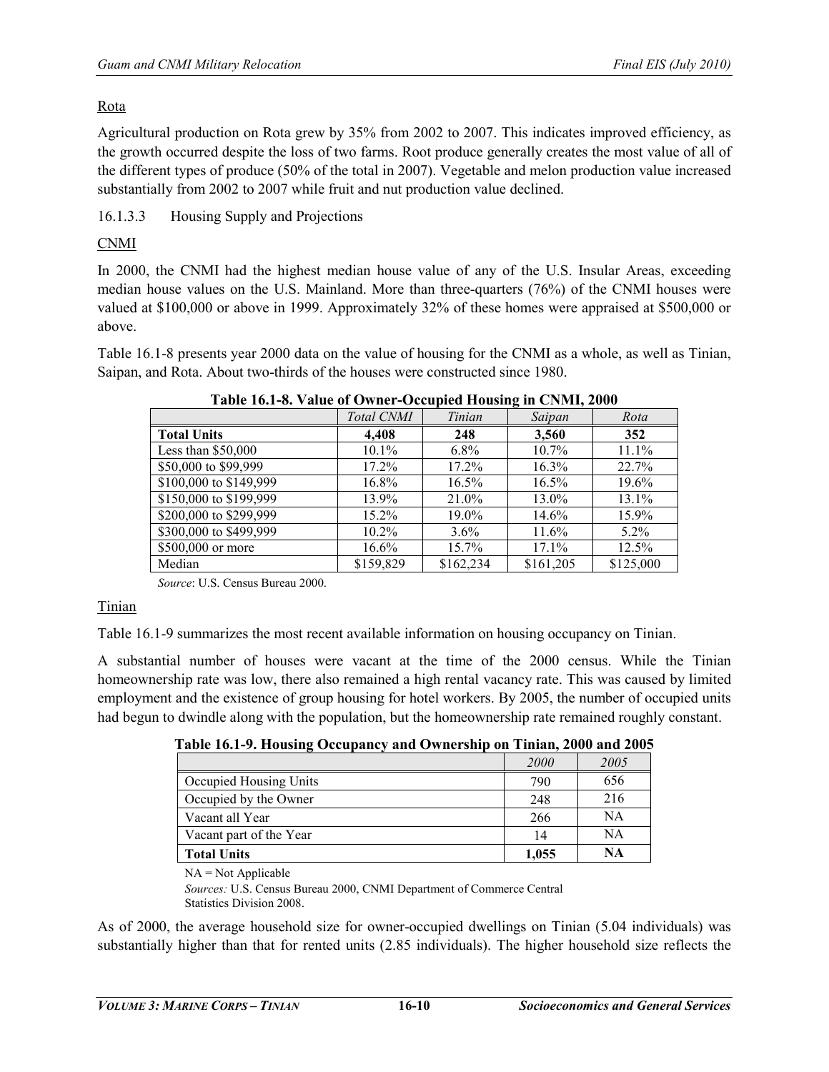Rota

Agricultural production on Rota grew by 35% from 2002 to 2007. This indicates improved efficiency, as the growth occurred despite the loss of two farms. Root produce generally creates the most value of all of the different types of produce (50% of the total in 2007). Vegetable and melon production value increased substantially from 2002 to 2007 while fruit and nut production value declined.

16.1.3.3 Housing Supply and Projections

CNMI

In 2000, the CNMI had the highest median house value of any of the U.S. Insular Areas, exceeding median house values on the U.S. Mainland. More than three-quarters (76%) of the CNMI houses were valued at $100,000 or above in 1999. Approximately 32% of these homes were appraised at $500,000 or above.

Table 16.1-8 presents year 2000 data on the value of housing for the CNMI as a whole, as well as Tinian, Saipan, and Rota. About two-thirds of the houses were constructed since 1980.

**Table 16.1-8. Value of Owner-Occupied Housing in CNMI, 2000**

| | *Total CNMI* | *Tinian* | *Saipan* | *Rota* |
|---|---|---|---|---|
| **Total Units** | **4,408** | **248** | **3,560** | **352** |
| Less than $50,000 | 10.1% | 6.8% | 10.7% | 11.1% |
| $50,000 to $99,999 | 17.2% | 17.2% | 16.3% | 22.7% |
| $100,000 to $149,999 | 16.8% | 16.5% | 16.5% | 19.6% |
| $150,000 to $199,999 | 13.9% | 21.0% | 13.0% | 13.1% |
| $200,000 to $299,999 | 15.2% | 19.0% | 14.6% | 15.9% |
| $300,000 to $499,999 | 10.2% | 3.6% | 11.6% | 5.2% |
| $500,000 or more | 16.6% | 15.7% | 17.1% | 12.5% |
| Median | $159,829 | $162,234 | $161,205 | $125,000 |

*Source*: U.S. Census Bureau 2000.

Tinian

Table 16.1-9 summarizes the most recent available information on housing occupancy on Tinian.

A substantial number of houses were vacant at the time of the 2000 census. While the Tinian homeownership rate was low, there also remained a high rental vacancy rate. This was caused by limited employment and the existence of group housing for hotel workers. By 2005, the number of occupied units had begun to dwindle along with the population, but the homeownership rate remained roughly constant.

**Table 16.1-9. Housing Occupancy and Ownership on Tinian, 2000 and 2005**

| | *2000* | *2005* |
|---|---|---|
| Occupied Housing Units | 790 | 656 |
| Occupied by the Owner | 248 | 216 |
| Vacant all Year | 266 | NA |
| Vacant part of the Year | 14 | NA |
| **Total Units** | **1,055** | **NA** |

NA = Not Applicable

*Sources:* U.S. Census Bureau 2000, CNMI Department of Commerce Central Statistics Division 2008.

As of 2000, the average household size for owner-occupied dwellings on Tinian (5.04 individuals) was substantially higher than that for rented units (2.85 individuals). The higher household size reflects the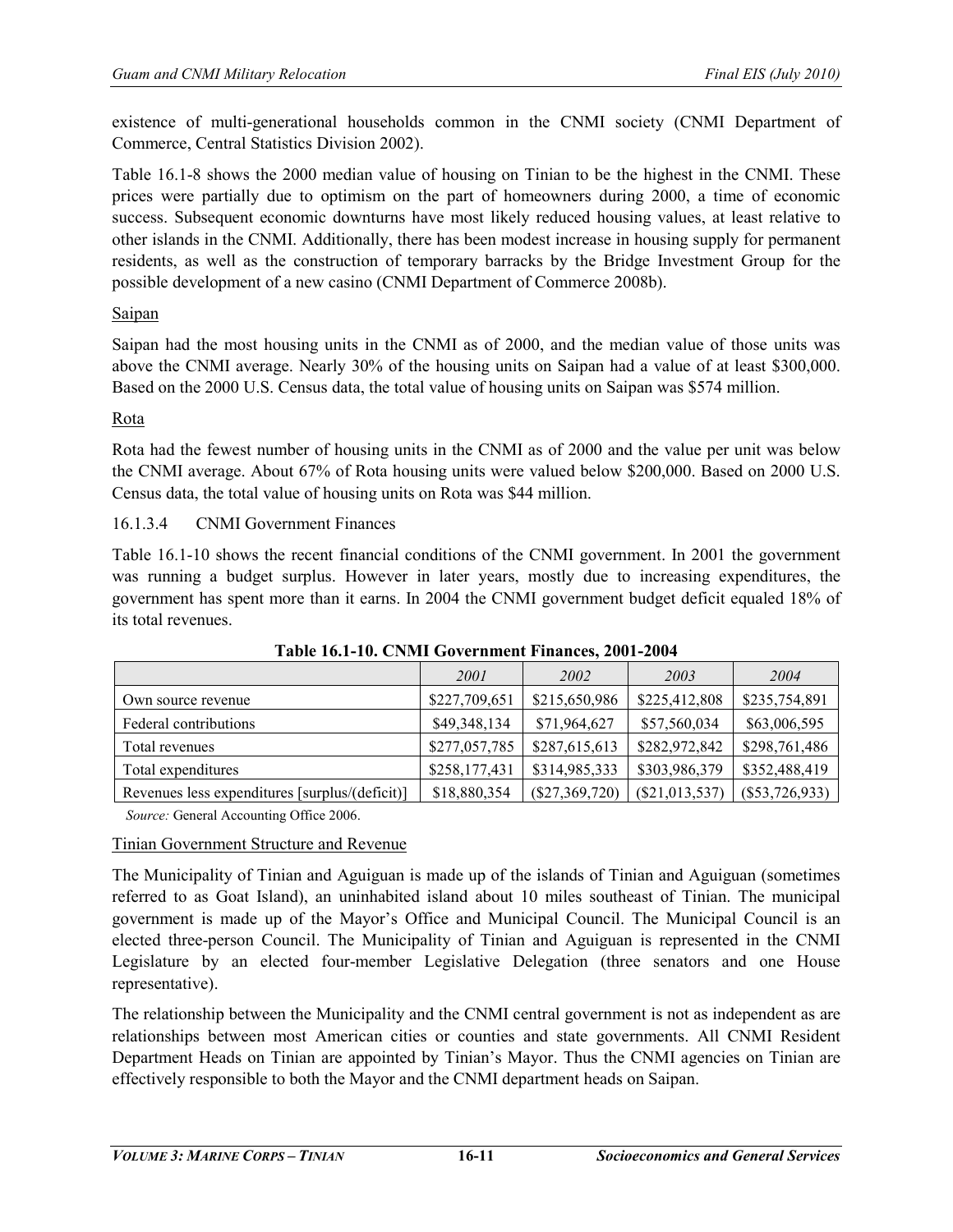existence of multi-generational households common in the CNMI society (CNMI Department of Commerce, Central Statistics Division 2002).

Table 16.1-8 shows the 2000 median value of housing on Tinian to be the highest in the CNMI. These prices were partially due to optimism on the part of homeowners during 2000, a time of economic success. Subsequent economic downturns have most likely reduced housing values, at least relative to other islands in the CNMI. Additionally, there has been modest increase in housing supply for permanent residents, as well as the construction of temporary barracks by the Bridge Investment Group for the possible development of a new casino (CNMI Department of Commerce 2008b).

#### Saipan

Saipan had the most housing units in the CNMI as of 2000, and the median value of those units was above the CNMI average. Nearly 30% of the housing units on Saipan had a value of at least $300,000. Based on the 2000 U.S. Census data, the total value of housing units on Saipan was $574 million.

#### Rota

Rota had the fewest number of housing units in the CNMI as of 2000 and the value per unit was below the CNMI average. About 67% of Rota housing units were valued below $200,000. Based on 2000 U.S. Census data, the total value of housing units on Rota was $44 million.

### 16.1.3.4 CNMI Government Finances

Table 16.1-10 shows the recent financial conditions of the CNMI government. In 2001 the government was running a budget surplus. However in later years, mostly due to increasing expenditures, the government has spent more than it earns. In 2004 the CNMI government budget deficit equaled 18% of its total revenues.

**Table 16.1-10. CNMI Government Finances, 2001-2004**

| | *2001* | *2002* | *2003* | *2004* |
|---|---|---|---|---|
| Own source revenue | $227,709,651 | $215,650,986 | $225,412,808 | $235,754,891 |
| Federal contributions | $49,348,134 | $71,964,627 | $57,560,034 | $63,006,595 |
| Total revenues | $277,057,785 | $287,615,613 | $282,972,842 | $298,761,486 |
| Total expenditures | $258,177,431 | $314,985,333 | $303,986,379 | $352,488,419 |
| Revenues less expenditures [surplus/(deficit)] | $18,880,354 | ($27,369,720) | ($21,013,537) | ($53,726,933) |

*Source:* General Accounting Office 2006.

#### Tinian Government Structure and Revenue

The Municipality of Tinian and Aguiguan is made up of the islands of Tinian and Aguiguan (sometimes referred to as Goat Island), an uninhabited island about 10 miles southeast of Tinian. The municipal government is made up of the Mayor's Office and Municipal Council. The Municipal Council is an elected three-person Council. The Municipality of Tinian and Aguiguan is represented in the CNMI Legislature by an elected four-member Legislative Delegation (three senators and one House representative).

The relationship between the Municipality and the CNMI central government is not as independent as are relationships between most American cities or counties and state governments. All CNMI Resident Department Heads on Tinian are appointed by Tinian's Mayor. Thus the CNMI agencies on Tinian are effectively responsible to both the Mayor and the CNMI department heads on Saipan.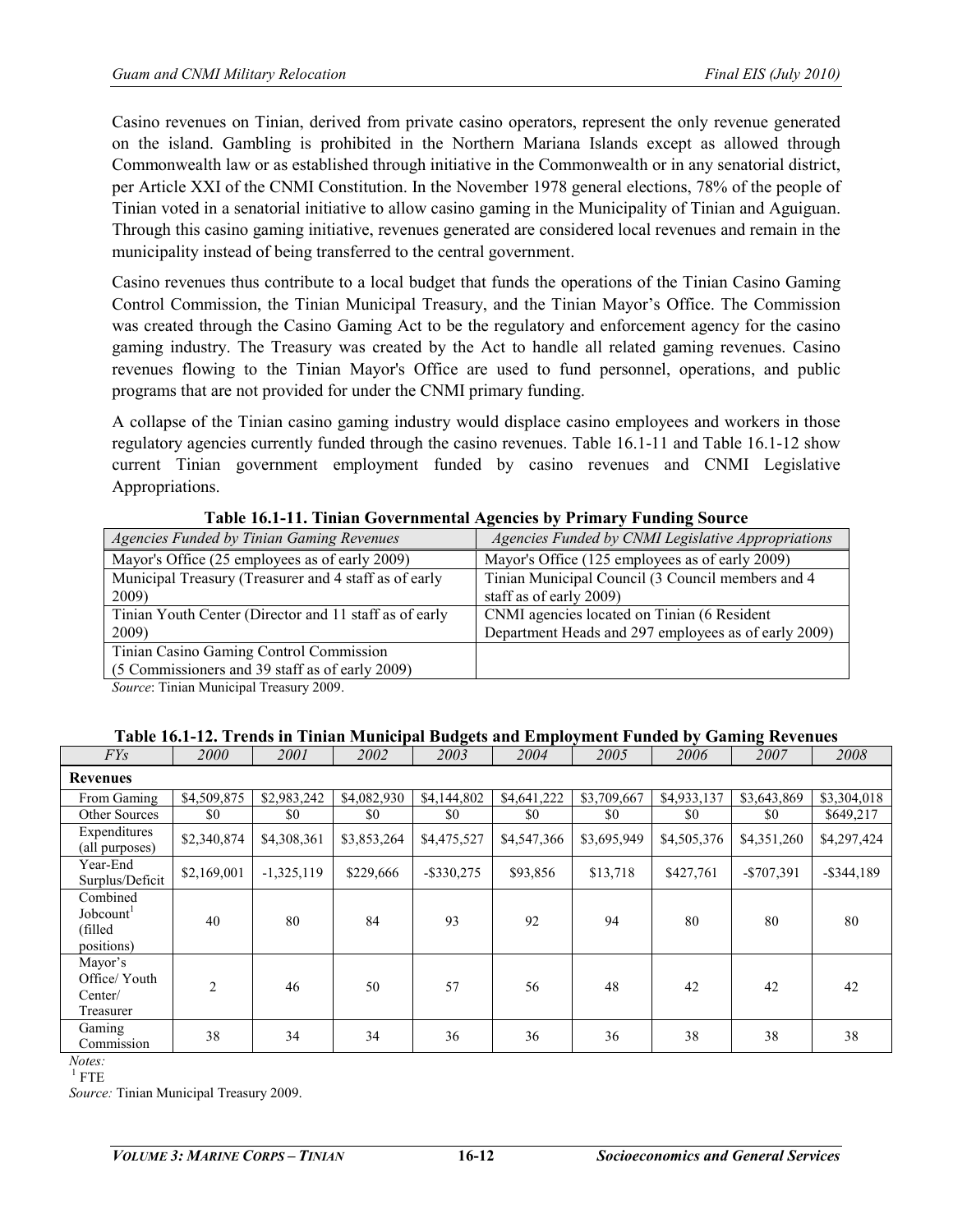Casino revenues on Tinian, derived from private casino operators, represent the only revenue generated on the island. Gambling is prohibited in the Northern Mariana Islands except as allowed through Commonwealth law or as established through initiative in the Commonwealth or in any senatorial district, per Article XXI of the CNMI Constitution. In the November 1978 general elections, 78% of the people of Tinian voted in a senatorial initiative to allow casino gaming in the Municipality of Tinian and Aguiguan. Through this casino gaming initiative, revenues generated are considered local revenues and remain in the municipality instead of being transferred to the central government.

Casino revenues thus contribute to a local budget that funds the operations of the Tinian Casino Gaming Control Commission, the Tinian Municipal Treasury, and the Tinian Mayor's Office. The Commission was created through the Casino Gaming Act to be the regulatory and enforcement agency for the casino gaming industry. The Treasury was created by the Act to handle all related gaming revenues. Casino revenues flowing to the Tinian Mayor's Office are used to fund personnel, operations, and public programs that are not provided for under the CNMI primary funding.

A collapse of the Tinian casino gaming industry would displace casino employees and workers in those regulatory agencies currently funded through the casino revenues. Table 16.1-11 and Table 16.1-12 show current Tinian government employment funded by casino revenues and CNMI Legislative Appropriations.

**Table 16.1-11. Tinian Governmental Agencies by Primary Funding Source**

| *Agencies Funded by Tinian Gaming Revenues* | *Agencies Funded by CNMI Legislative Appropriations* |
|---|---|
| Mayor's Office (25 employees as of early 2009) | Mayor's Office (125 employees as of early 2009) |
| Municipal Treasury (Treasurer and 4 staff as of early 2009) | Tinian Municipal Council (3 Council members and 4 staff as of early 2009) |
| Tinian Youth Center (Director and 11 staff as of early 2009) | CNMI agencies located on Tinian (6 Resident Department Heads and 297 employees as of early 2009) |
| Tinian Casino Gaming Control Commission (5 Commissioners and 39 staff as of early 2009) | |

*Source*: Tinian Municipal Treasury 2009.

**Table 16.1-12. Trends in Tinian Municipal Budgets and Employment Funded by Gaming Revenues**

| *FYs* | *2000* | *2001* | *2002* | *2003* | *2004* | *2005* | *2006* | *2007* | *2008* |
|---|---|---|---|---|---|---|---|---|---|
| **Revenues** | | | | | | | | | |
| From Gaming | $4,509,875 | $2,983,242 | $4,082,930 | $4,144,802 | $4,641,222 | $3,709,667 | $4,933,137 | $3,643,869 | $3,304,018 |
| Other Sources | $0 | $0 | $0 | $0 | $0 | $0 | $0 | $0 | $649,217 |
| Expenditures (all purposes) | $2,340,874 | $4,308,361 | $3,853,264 | $4,475,527 | $4,547,366 | $3,695,949 | $4,505,376 | $4,351,260 | $4,297,424 |
| Year-End Surplus/Deficit | $2,169,001 | -1,325,119 | $229,666 | -$330,275 | $93,856 | $13,718 | $427,761 | -$707,391 | -$344,189 |
| Combined Jobcount[1] (filled positions) | 40 | 80 | 84 | 93 | 92 | 94 | 80 | 80 | 80 |
| Mayor's Office/ Youth Center/ Treasurer | 2 | 46 | 50 | 57 | 56 | 48 | 42 | 42 | 42 |
| Gaming Commission | 38 | 34 | 34 | 36 | 36 | 36 | 38 | 38 | 38 |

*Notes:*
[1] FTE

*Source:* Tinian Municipal Treasury 2009.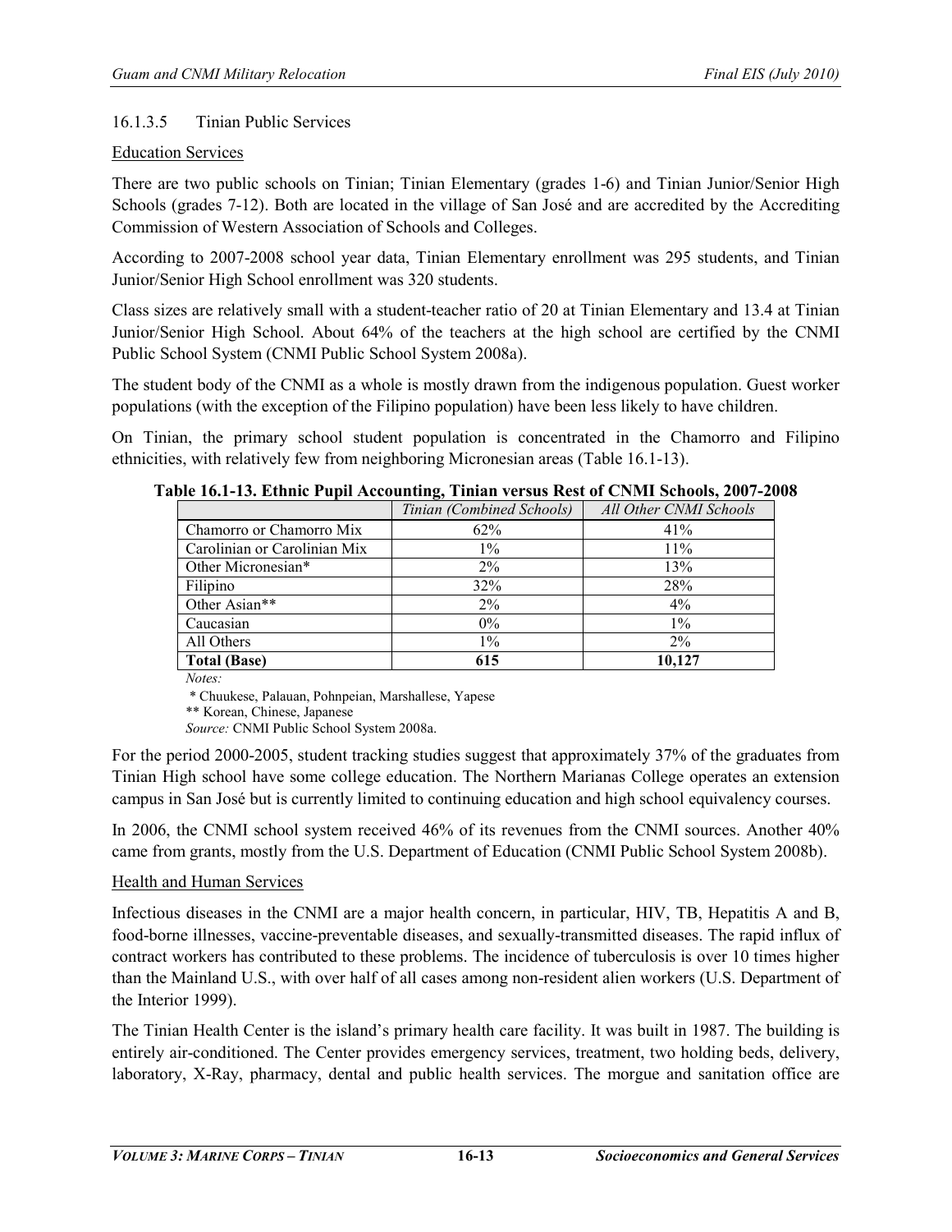#### 16.1.3.5 Tinian Public Services

<u>Education Services</u>

There are two public schools on Tinian; Tinian Elementary (grades 1-6) and Tinian Junior/Senior High Schools (grades 7-12). Both are located in the village of San José and are accredited by the Accrediting Commission of Western Association of Schools and Colleges.

According to 2007-2008 school year data, Tinian Elementary enrollment was 295 students, and Tinian Junior/Senior High School enrollment was 320 students.

Class sizes are relatively small with a student-teacher ratio of 20 at Tinian Elementary and 13.4 at Tinian Junior/Senior High School. About 64% of the teachers at the high school are certified by the CNMI Public School System (CNMI Public School System 2008a).

The student body of the CNMI as a whole is mostly drawn from the indigenous population. Guest worker populations (with the exception of the Filipino population) have been less likely to have children.

On Tinian, the primary school student population is concentrated in the Chamorro and Filipino ethnicities, with relatively few from neighboring Micronesian areas (Table 16.1-13).

**Table 16.1-13. Ethnic Pupil Accounting, Tinian versus Rest of CNMI Schools, 2007-2008**

| | *Tinian (Combined Schools)* | *All Other CNMI Schools* |
|---|---|---|
| Chamorro or Chamorro Mix | 62% | 41% |
| Carolinian or Carolinian Mix | 1% | 11% |
| Other Micronesian* | 2% | 13% |
| Filipino | 32% | 28% |
| Other Asian** | 2% | 4% |
| Caucasian | 0% | 1% |
| All Others | 1% | 2% |
| **Total (Base)** | **615** | **10,127** |

*Notes:*

\* Chuukese, Palauan, Pohnpeian, Marshallese, Yapese

** Korean, Chinese, Japanese

*Source:* CNMI Public School System 2008a.

For the period 2000-2005, student tracking studies suggest that approximately 37% of the graduates from Tinian High school have some college education. The Northern Marianas College operates an extension campus in San José but is currently limited to continuing education and high school equivalency courses.

In 2006, the CNMI school system received 46% of its revenues from the CNMI sources. Another 40% came from grants, mostly from the U.S. Department of Education (CNMI Public School System 2008b).

<u>Health and Human Services</u>

Infectious diseases in the CNMI are a major health concern, in particular, HIV, TB, Hepatitis A and B, food-borne illnesses, vaccine-preventable diseases, and sexually-transmitted diseases. The rapid influx of contract workers has contributed to these problems. The incidence of tuberculosis is over 10 times higher than the Mainland U.S., with over half of all cases among non-resident alien workers (U.S. Department of the Interior 1999).

The Tinian Health Center is the island's primary health care facility. It was built in 1987. The building is entirely air-conditioned. The Center provides emergency services, treatment, two holding beds, delivery, laboratory, X-Ray, pharmacy, dental and public health services. The morgue and sanitation office are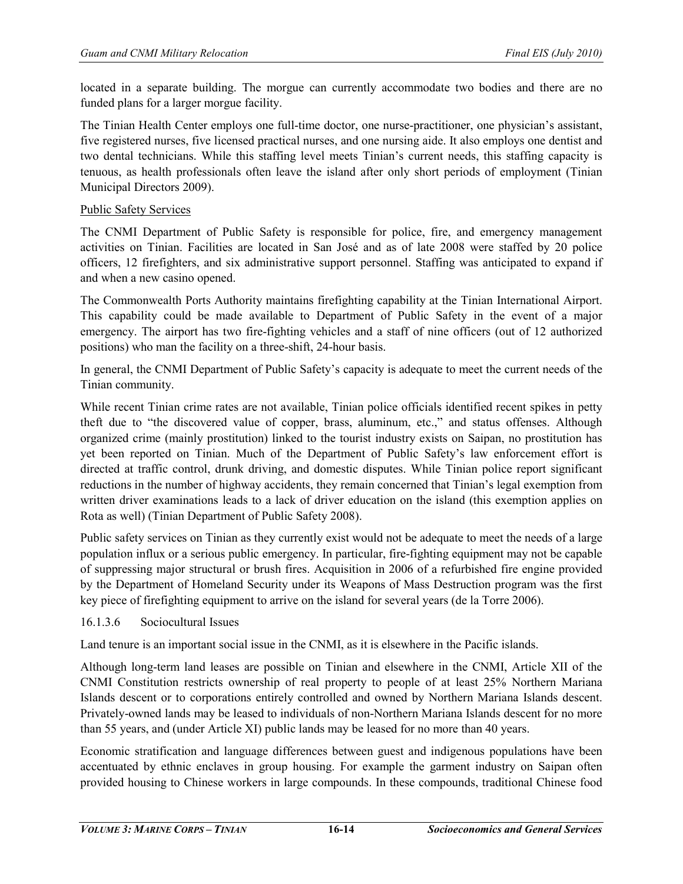located in a separate building. The morgue can currently accommodate two bodies and there are no funded plans for a larger morgue facility.

The Tinian Health Center employs one full-time doctor, one nurse-practitioner, one physician's assistant, five registered nurses, five licensed practical nurses, and one nursing aide. It also employs one dentist and two dental technicians. While this staffing level meets Tinian's current needs, this staffing capacity is tenuous, as health professionals often leave the island after only short periods of employment (Tinian Municipal Directors 2009).

<u>Public Safety Services</u>

The CNMI Department of Public Safety is responsible for police, fire, and emergency management activities on Tinian. Facilities are located in San José and as of late 2008 were staffed by 20 police officers, 12 firefighters, and six administrative support personnel. Staffing was anticipated to expand if and when a new casino opened.

The Commonwealth Ports Authority maintains firefighting capability at the Tinian International Airport. This capability could be made available to Department of Public Safety in the event of a major emergency. The airport has two fire-fighting vehicles and a staff of nine officers (out of 12 authorized positions) who man the facility on a three-shift, 24-hour basis.

In general, the CNMI Department of Public Safety's capacity is adequate to meet the current needs of the Tinian community.

While recent Tinian crime rates are not available, Tinian police officials identified recent spikes in petty theft due to "the discovered value of copper, brass, aluminum, etc.," and status offenses. Although organized crime (mainly prostitution) linked to the tourist industry exists on Saipan, no prostitution has yet been reported on Tinian. Much of the Department of Public Safety's law enforcement effort is directed at traffic control, drunk driving, and domestic disputes. While Tinian police report significant reductions in the number of highway accidents, they remain concerned that Tinian's legal exemption from written driver examinations leads to a lack of driver education on the island (this exemption applies on Rota as well) (Tinian Department of Public Safety 2008).

Public safety services on Tinian as they currently exist would not be adequate to meet the needs of a large population influx or a serious public emergency. In particular, fire-fighting equipment may not be capable of suppressing major structural or brush fires. Acquisition in 2006 of a refurbished fire engine provided by the Department of Homeland Security under its Weapons of Mass Destruction program was the first key piece of firefighting equipment to arrive on the island for several years (de la Torre 2006).

#### 16.1.3.6 Sociocultural Issues

Land tenure is an important social issue in the CNMI, as it is elsewhere in the Pacific islands.

Although long-term land leases are possible on Tinian and elsewhere in the CNMI, Article XII of the CNMI Constitution restricts ownership of real property to people of at least 25% Northern Mariana Islands descent or to corporations entirely controlled and owned by Northern Mariana Islands descent. Privately-owned lands may be leased to individuals of non-Northern Mariana Islands descent for no more than 55 years, and (under Article XI) public lands may be leased for no more than 40 years.

Economic stratification and language differences between guest and indigenous populations have been accentuated by ethnic enclaves in group housing. For example the garment industry on Saipan often provided housing to Chinese workers in large compounds. In these compounds, traditional Chinese food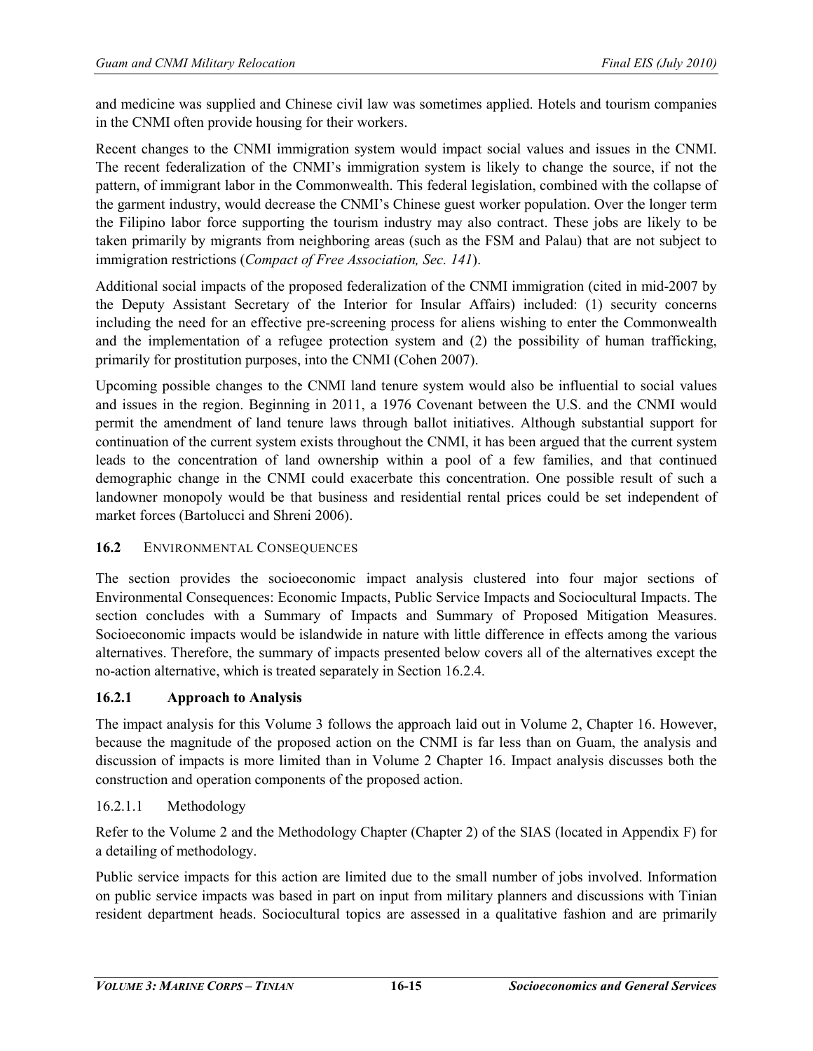and medicine was supplied and Chinese civil law was sometimes applied. Hotels and tourism companies in the CNMI often provide housing for their workers.

Recent changes to the CNMI immigration system would impact social values and issues in the CNMI. The recent federalization of the CNMI's immigration system is likely to change the source, if not the pattern, of immigrant labor in the Commonwealth. This federal legislation, combined with the collapse of the garment industry, would decrease the CNMI's Chinese guest worker population. Over the longer term the Filipino labor force supporting the tourism industry may also contract. These jobs are likely to be taken primarily by migrants from neighboring areas (such as the FSM and Palau) that are not subject to immigration restrictions (*Compact of Free Association, Sec. 141*).

Additional social impacts of the proposed federalization of the CNMI immigration (cited in mid-2007 by the Deputy Assistant Secretary of the Interior for Insular Affairs) included: (1) security concerns including the need for an effective pre-screening process for aliens wishing to enter the Commonwealth and the implementation of a refugee protection system and (2) the possibility of human trafficking, primarily for prostitution purposes, into the CNMI (Cohen 2007).

Upcoming possible changes to the CNMI land tenure system would also be influential to social values and issues in the region. Beginning in 2011, a 1976 Covenant between the U.S. and the CNMI would permit the amendment of land tenure laws through ballot initiatives. Although substantial support for continuation of the current system exists throughout the CNMI, it has been argued that the current system leads to the concentration of land ownership within a pool of a few families, and that continued demographic change in the CNMI could exacerbate this concentration. One possible result of such a landowner monopoly would be that business and residential rental prices could be set independent of market forces (Bartolucci and Shreni 2006).

## 16.2 Environmental Consequences

The section provides the socioeconomic impact analysis clustered into four major sections of Environmental Consequences: Economic Impacts, Public Service Impacts and Sociocultural Impacts. The section concludes with a Summary of Impacts and Summary of Proposed Mitigation Measures. Socioeconomic impacts would be islandwide in nature with little difference in effects among the various alternatives. Therefore, the summary of impacts presented below covers all of the alternatives except the no-action alternative, which is treated separately in Section 16.2.4.

### 16.2.1 Approach to Analysis

The impact analysis for this Volume 3 follows the approach laid out in Volume 2, Chapter 16. However, because the magnitude of the proposed action on the CNMI is far less than on Guam, the analysis and discussion of impacts is more limited than in Volume 2 Chapter 16. Impact analysis discusses both the construction and operation components of the proposed action.

#### 16.2.1.1 Methodology

Refer to the Volume 2 and the Methodology Chapter (Chapter 2) of the SIAS (located in Appendix F) for a detailing of methodology.

Public service impacts for this action are limited due to the small number of jobs involved. Information on public service impacts was based in part on input from military planners and discussions with Tinian resident department heads. Sociocultural topics are assessed in a qualitative fashion and are primarily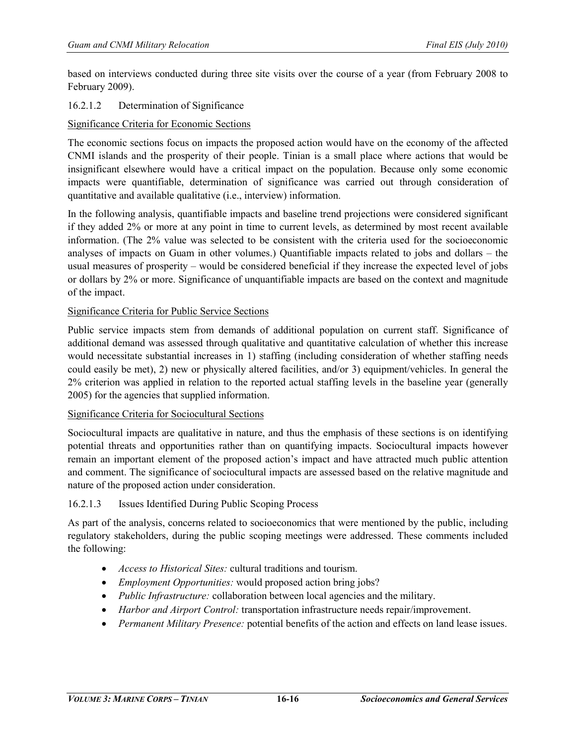based on interviews conducted during three site visits over the course of a year (from February 2008 to February 2009).

### 16.2.1.2 Determination of Significance

<u>Significance Criteria for Economic Sections</u>

The economic sections focus on impacts the proposed action would have on the economy of the affected CNMI islands and the prosperity of their people. Tinian is a small place where actions that would be insignificant elsewhere would have a critical impact on the population. Because only some economic impacts were quantifiable, determination of significance was carried out through consideration of quantitative and available qualitative (i.e., interview) information.

In the following analysis, quantifiable impacts and baseline trend projections were considered significant if they added 2% or more at any point in time to current levels, as determined by most recent available information. (The 2% value was selected to be consistent with the criteria used for the socioeconomic analyses of impacts on Guam in other volumes.) Quantifiable impacts related to jobs and dollars – the usual measures of prosperity – would be considered beneficial if they increase the expected level of jobs or dollars by 2% or more. Significance of unquantifiable impacts are based on the context and magnitude of the impact.

<u>Significance Criteria for Public Service Sections</u>

Public service impacts stem from demands of additional population on current staff. Significance of additional demand was assessed through qualitative and quantitative calculation of whether this increase would necessitate substantial increases in 1) staffing (including consideration of whether staffing needs could easily be met), 2) new or physically altered facilities, and/or 3) equipment/vehicles. In general the 2% criterion was applied in relation to the reported actual staffing levels in the baseline year (generally 2005) for the agencies that supplied information.

<u>Significance Criteria for Sociocultural Sections</u>

Sociocultural impacts are qualitative in nature, and thus the emphasis of these sections is on identifying potential threats and opportunities rather than on quantifying impacts. Sociocultural impacts however remain an important element of the proposed action's impact and have attracted much public attention and comment. The significance of sociocultural impacts are assessed based on the relative magnitude and nature of the proposed action under consideration.

### 16.2.1.3 Issues Identified During Public Scoping Process

As part of the analysis, concerns related to socioeconomics that were mentioned by the public, including regulatory stakeholders, during the public scoping meetings were addressed. These comments included the following:

- *Access to Historical Sites:* cultural traditions and tourism.
- *Employment Opportunities:* would proposed action bring jobs?
- *Public Infrastructure:* collaboration between local agencies and the military.
- *Harbor and Airport Control:* transportation infrastructure needs repair/improvement.
- *Permanent Military Presence:* potential benefits of the action and effects on land lease issues.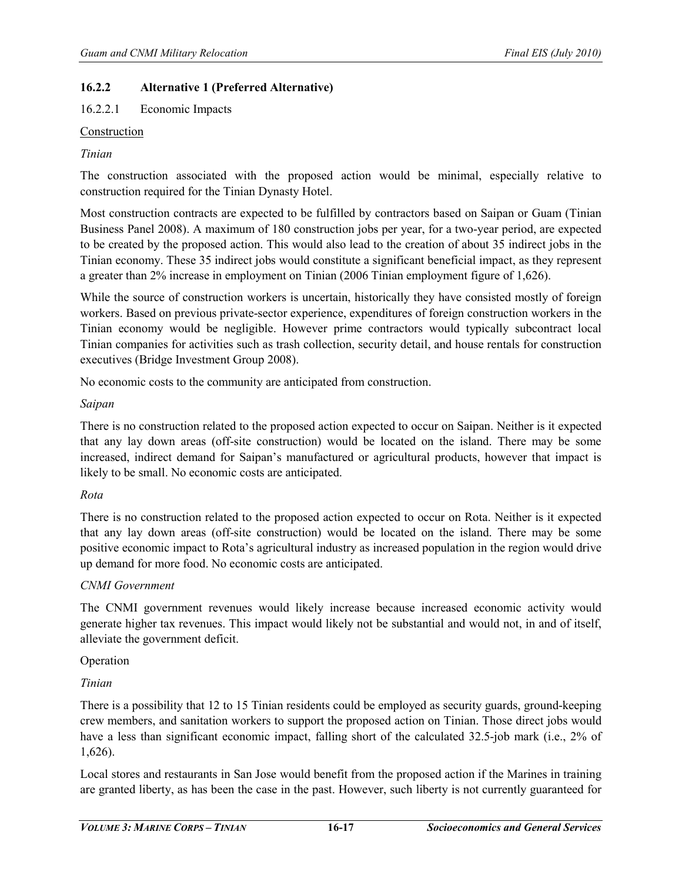### 16.2.2 Alternative 1 (Preferred Alternative)

16.2.2.1 Economic Impacts

Construction

*Tinian*

The construction associated with the proposed action would be minimal, especially relative to construction required for the Tinian Dynasty Hotel.

Most construction contracts are expected to be fulfilled by contractors based on Saipan or Guam (Tinian Business Panel 2008). A maximum of 180 construction jobs per year, for a two-year period, are expected to be created by the proposed action. This would also lead to the creation of about 35 indirect jobs in the Tinian economy. These 35 indirect jobs would constitute a significant beneficial impact, as they represent a greater than 2% increase in employment on Tinian (2006 Tinian employment figure of 1,626).

While the source of construction workers is uncertain, historically they have consisted mostly of foreign workers. Based on previous private-sector experience, expenditures of foreign construction workers in the Tinian economy would be negligible. However prime contractors would typically subcontract local Tinian companies for activities such as trash collection, security detail, and house rentals for construction executives (Bridge Investment Group 2008).

No economic costs to the community are anticipated from construction.

*Saipan*

There is no construction related to the proposed action expected to occur on Saipan. Neither is it expected that any lay down areas (off-site construction) would be located on the island. There may be some increased, indirect demand for Saipan's manufactured or agricultural products, however that impact is likely to be small. No economic costs are anticipated.

*Rota*

There is no construction related to the proposed action expected to occur on Rota. Neither is it expected that any lay down areas (off-site construction) would be located on the island. There may be some positive economic impact to Rota's agricultural industry as increased population in the region would drive up demand for more food. No economic costs are anticipated.

*CNMI Government*

The CNMI government revenues would likely increase because increased economic activity would generate higher tax revenues. This impact would likely not be substantial and would not, in and of itself, alleviate the government deficit.

Operation

*Tinian*

There is a possibility that 12 to 15 Tinian residents could be employed as security guards, ground-keeping crew members, and sanitation workers to support the proposed action on Tinian. Those direct jobs would have a less than significant economic impact, falling short of the calculated 32.5-job mark (i.e., 2% of 1,626).

Local stores and restaurants in San Jose would benefit from the proposed action if the Marines in training are granted liberty, as has been the case in the past. However, such liberty is not currently guaranteed for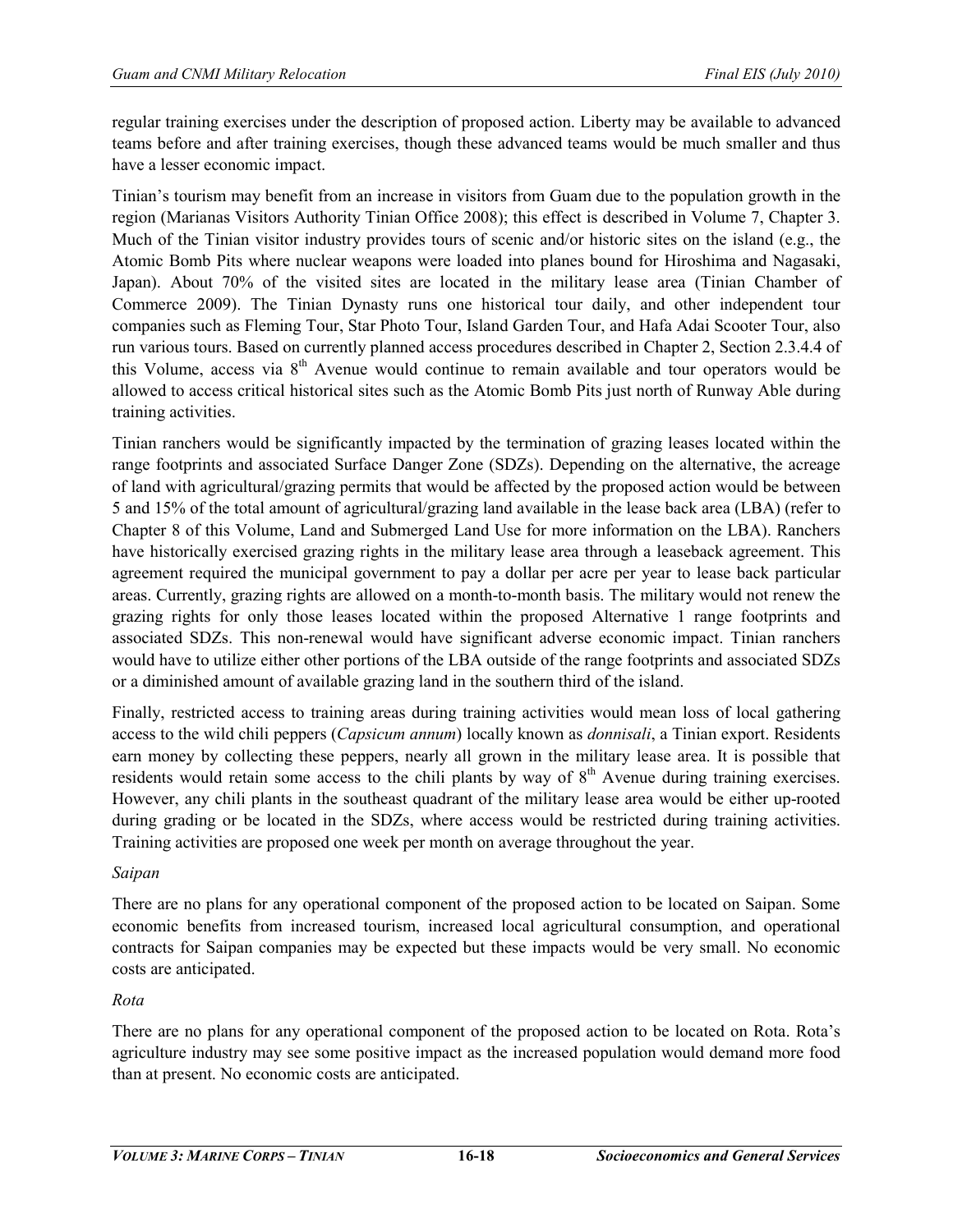regular training exercises under the description of proposed action. Liberty may be available to advanced teams before and after training exercises, though these advanced teams would be much smaller and thus have a lesser economic impact.

Tinian's tourism may benefit from an increase in visitors from Guam due to the population growth in the region (Marianas Visitors Authority Tinian Office 2008); this effect is described in Volume 7, Chapter 3. Much of the Tinian visitor industry provides tours of scenic and/or historic sites on the island (e.g., the Atomic Bomb Pits where nuclear weapons were loaded into planes bound for Hiroshima and Nagasaki, Japan). About 70% of the visited sites are located in the military lease area (Tinian Chamber of Commerce 2009). The Tinian Dynasty runs one historical tour daily, and other independent tour companies such as Fleming Tour, Star Photo Tour, Island Garden Tour, and Hafa Adai Scooter Tour, also run various tours. Based on currently planned access procedures described in Chapter 2, Section 2.3.4.4 of this Volume, access via 8th Avenue would continue to remain available and tour operators would be allowed to access critical historical sites such as the Atomic Bomb Pits just north of Runway Able during training activities.

Tinian ranchers would be significantly impacted by the termination of grazing leases located within the range footprints and associated Surface Danger Zone (SDZs). Depending on the alternative, the acreage of land with agricultural/grazing permits that would be affected by the proposed action would be between 5 and 15% of the total amount of agricultural/grazing land available in the lease back area (LBA) (refer to Chapter 8 of this Volume, Land and Submerged Land Use for more information on the LBA). Ranchers have historically exercised grazing rights in the military lease area through a leaseback agreement. This agreement required the municipal government to pay a dollar per acre per year to lease back particular areas. Currently, grazing rights are allowed on a month-to-month basis. The military would not renew the grazing rights for only those leases located within the proposed Alternative 1 range footprints and associated SDZs. This non-renewal would have significant adverse economic impact. Tinian ranchers would have to utilize either other portions of the LBA outside of the range footprints and associated SDZs or a diminished amount of available grazing land in the southern third of the island.

Finally, restricted access to training areas during training activities would mean loss of local gathering access to the wild chili peppers (*Capsicum annum*) locally known as *donnisali*, a Tinian export. Residents earn money by collecting these peppers, nearly all grown in the military lease area. It is possible that residents would retain some access to the chili plants by way of 8th Avenue during training exercises. However, any chili plants in the southeast quadrant of the military lease area would be either up-rooted during grading or be located in the SDZs, where access would be restricted during training activities. Training activities are proposed one week per month on average throughout the year.

*Saipan*

There are no plans for any operational component of the proposed action to be located on Saipan. Some economic benefits from increased tourism, increased local agricultural consumption, and operational contracts for Saipan companies may be expected but these impacts would be very small. No economic costs are anticipated.

*Rota*

There are no plans for any operational component of the proposed action to be located on Rota. Rota's agriculture industry may see some positive impact as the increased population would demand more food than at present. No economic costs are anticipated.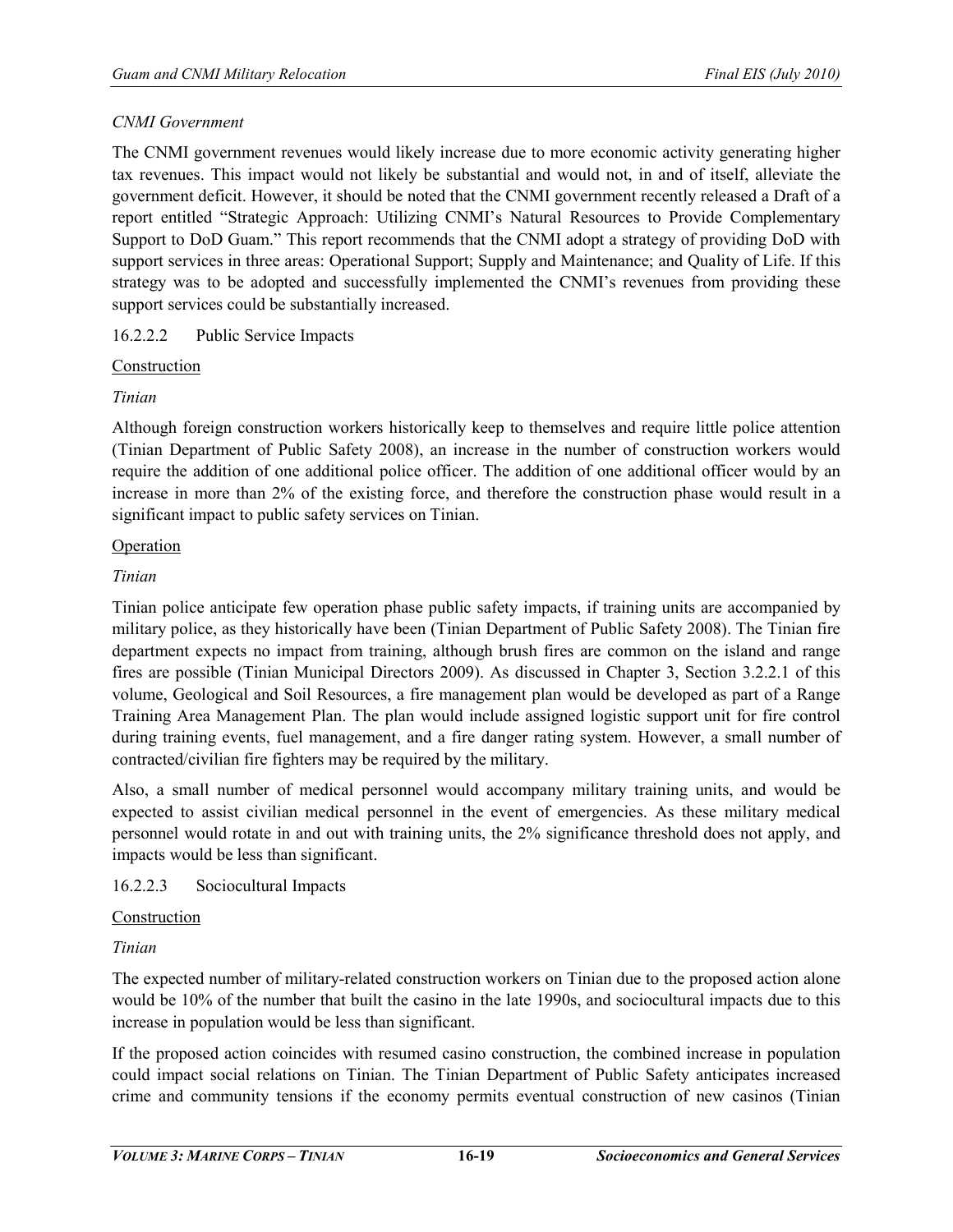*CNMI Government*

The CNMI government revenues would likely increase due to more economic activity generating higher tax revenues. This impact would not likely be substantial and would not, in and of itself, alleviate the government deficit. However, it should be noted that the CNMI government recently released a Draft of a report entitled "Strategic Approach: Utilizing CNMI's Natural Resources to Provide Complementary Support to DoD Guam." This report recommends that the CNMI adopt a strategy of providing DoD with support services in three areas: Operational Support; Supply and Maintenance; and Quality of Life. If this strategy was to be adopted and successfully implemented the CNMI's revenues from providing these support services could be substantially increased.

#### 16.2.2.2 Public Service Impacts

<u>Construction</u>

*Tinian*

Although foreign construction workers historically keep to themselves and require little police attention (Tinian Department of Public Safety 2008), an increase in the number of construction workers would require the addition of one additional police officer. The addition of one additional officer would by an increase in more than 2% of the existing force, and therefore the construction phase would result in a significant impact to public safety services on Tinian.

<u>Operation</u>

*Tinian*

Tinian police anticipate few operation phase public safety impacts, if training units are accompanied by military police, as they historically have been (Tinian Department of Public Safety 2008). The Tinian fire department expects no impact from training, although brush fires are common on the island and range fires are possible (Tinian Municipal Directors 2009). As discussed in Chapter 3, Section 3.2.2.1 of this volume, Geological and Soil Resources, a fire management plan would be developed as part of a Range Training Area Management Plan. The plan would include assigned logistic support unit for fire control during training events, fuel management, and a fire danger rating system. However, a small number of contracted/civilian fire fighters may be required by the military.

Also, a small number of medical personnel would accompany military training units, and would be expected to assist civilian medical personnel in the event of emergencies. As these military medical personnel would rotate in and out with training units, the 2% significance threshold does not apply, and impacts would be less than significant.

#### 16.2.2.3 Sociocultural Impacts

<u>Construction</u>

*Tinian*

The expected number of military-related construction workers on Tinian due to the proposed action alone would be 10% of the number that built the casino in the late 1990s, and sociocultural impacts due to this increase in population would be less than significant.

If the proposed action coincides with resumed casino construction, the combined increase in population could impact social relations on Tinian. The Tinian Department of Public Safety anticipates increased crime and community tensions if the economy permits eventual construction of new casinos (Tinian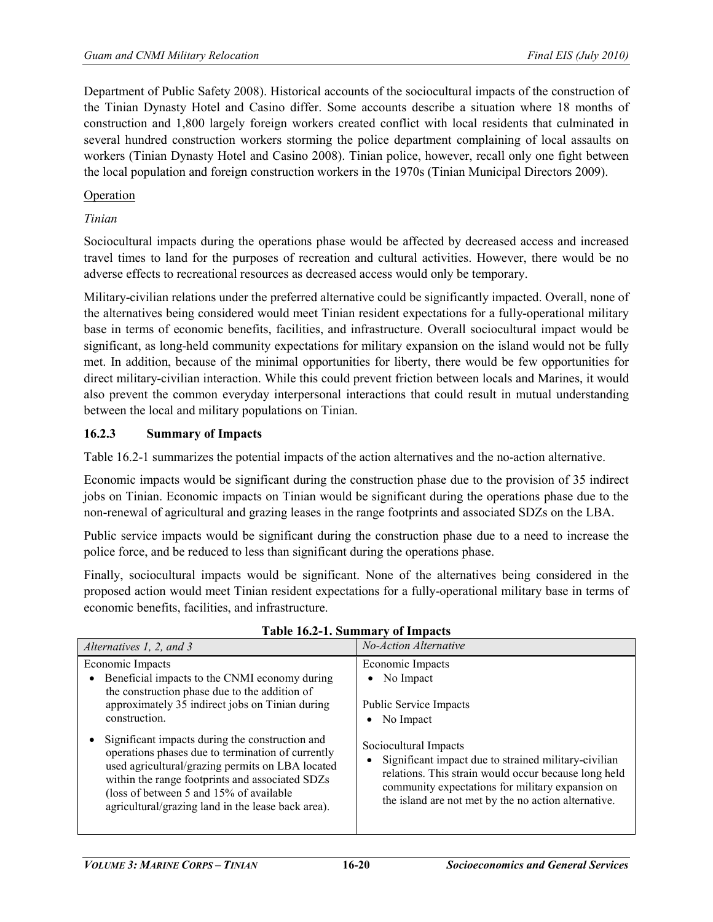Department of Public Safety 2008). Historical accounts of the sociocultural impacts of the construction of the Tinian Dynasty Hotel and Casino differ. Some accounts describe a situation where 18 months of construction and 1,800 largely foreign workers created conflict with local residents that culminated in several hundred construction workers storming the police department complaining of local assaults on workers (Tinian Dynasty Hotel and Casino 2008). Tinian police, however, recall only one fight between the local population and foreign construction workers in the 1970s (Tinian Municipal Directors 2009).

Operation

*Tinian*

Sociocultural impacts during the operations phase would be affected by decreased access and increased travel times to land for the purposes of recreation and cultural activities. However, there would be no adverse effects to recreational resources as decreased access would only be temporary.

Military-civilian relations under the preferred alternative could be significantly impacted. Overall, none of the alternatives being considered would meet Tinian resident expectations for a fully-operational military base in terms of economic benefits, facilities, and infrastructure. Overall sociocultural impact would be significant, as long-held community expectations for military expansion on the island would not be fully met. In addition, because of the minimal opportunities for liberty, there would be few opportunities for direct military-civilian interaction. While this could prevent friction between locals and Marines, it would also prevent the common everyday interpersonal interactions that could result in mutual understanding between the local and military populations on Tinian.

### 16.2.3 Summary of Impacts

Table 16.2-1 summarizes the potential impacts of the action alternatives and the no-action alternative.

Economic impacts would be significant during the construction phase due to the provision of 35 indirect jobs on Tinian. Economic impacts on Tinian would be significant during the operations phase due to the non-renewal of agricultural and grazing leases in the range footprints and associated SDZs on the LBA.

Public service impacts would be significant during the construction phase due to a need to increase the police force, and be reduced to less than significant during the operations phase.

Finally, sociocultural impacts would be significant. None of the alternatives being considered in the proposed action would meet Tinian resident expectations for a fully-operational military base in terms of economic benefits, facilities, and infrastructure.

**Table 16.2-1. Summary of Impacts**

| *Alternatives 1, 2, and 3* | *No-Action Alternative* |
|---|---|
| Economic Impacts<br>• Beneficial impacts to the CNMI economy during the construction phase due to the addition of approximately 35 indirect jobs on Tinian during construction.<br>• Significant impacts during the construction and operations phases due to termination of currently used agricultural/grazing permits on LBA located within the range footprints and associated SDZs (loss of between 5 and 15% of available agricultural/grazing land in the lease back area). | Economic Impacts<br>• No Impact<br><br>Public Service Impacts<br>• No Impact<br><br>Sociocultural Impacts<br>• Significant impact due to strained military-civilian relations. This strain would occur because long held community expectations for military expansion on the island are not met by the no action alternative. |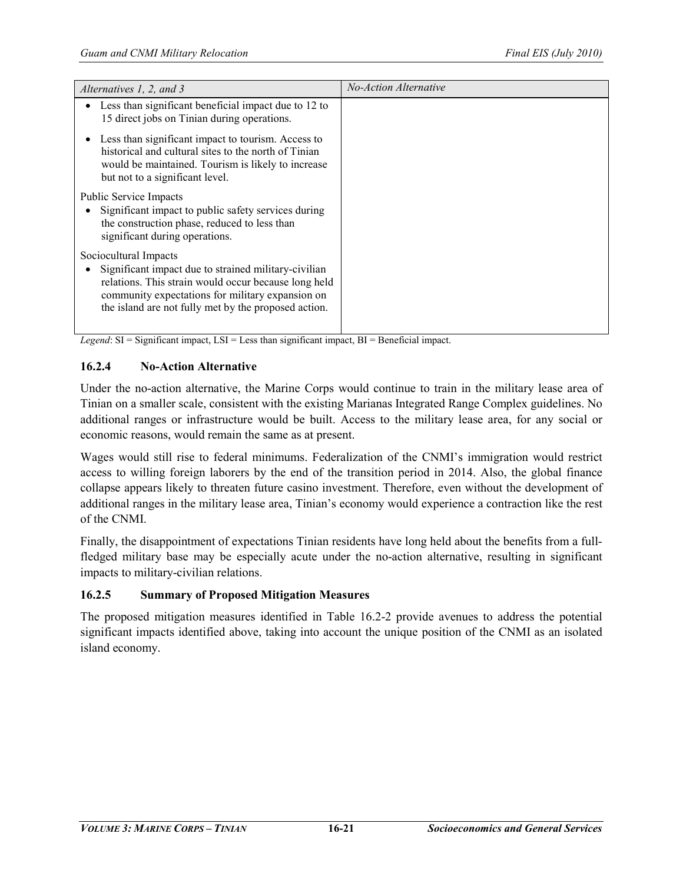| *Alternatives 1, 2, and 3* | *No-Action Alternative* |
| --- | --- |
| • Less than significant beneficial impact due to 12 to 15 direct jobs on Tinian during operations.<br><br>• Less than significant impact to tourism. Access to historical and cultural sites to the north of Tinian would be maintained. Tourism is likely to increase but not to a significant level.<br><br>Public Service Impacts<br>• Significant impact to public safety services during the construction phase, reduced to less than significant during operations.<br><br>Sociocultural Impacts<br>• Significant impact due to strained military-civilian relations. This strain would occur because long held community expectations for military expansion on the island are not fully met by the proposed action. | |

*Legend*: SI = Significant impact, LSI = Less than significant impact, BI = Beneficial impact.

### 16.2.4 No-Action Alternative

Under the no-action alternative, the Marine Corps would continue to train in the military lease area of Tinian on a smaller scale, consistent with the existing Marianas Integrated Range Complex guidelines. No additional ranges or infrastructure would be built. Access to the military lease area, for any social or economic reasons, would remain the same as at present.

Wages would still rise to federal minimums. Federalization of the CNMI's immigration would restrict access to willing foreign laborers by the end of the transition period in 2014. Also, the global finance collapse appears likely to threaten future casino investment. Therefore, even without the development of additional ranges in the military lease area, Tinian's economy would experience a contraction like the rest of the CNMI.

Finally, the disappointment of expectations Tinian residents have long held about the benefits from a full-fledged military base may be especially acute under the no-action alternative, resulting in significant impacts to military-civilian relations.

### 16.2.5 Summary of Proposed Mitigation Measures

The proposed mitigation measures identified in Table 16.2-2 provide avenues to address the potential significant impacts identified above, taking into account the unique position of the CNMI as an isolated island economy.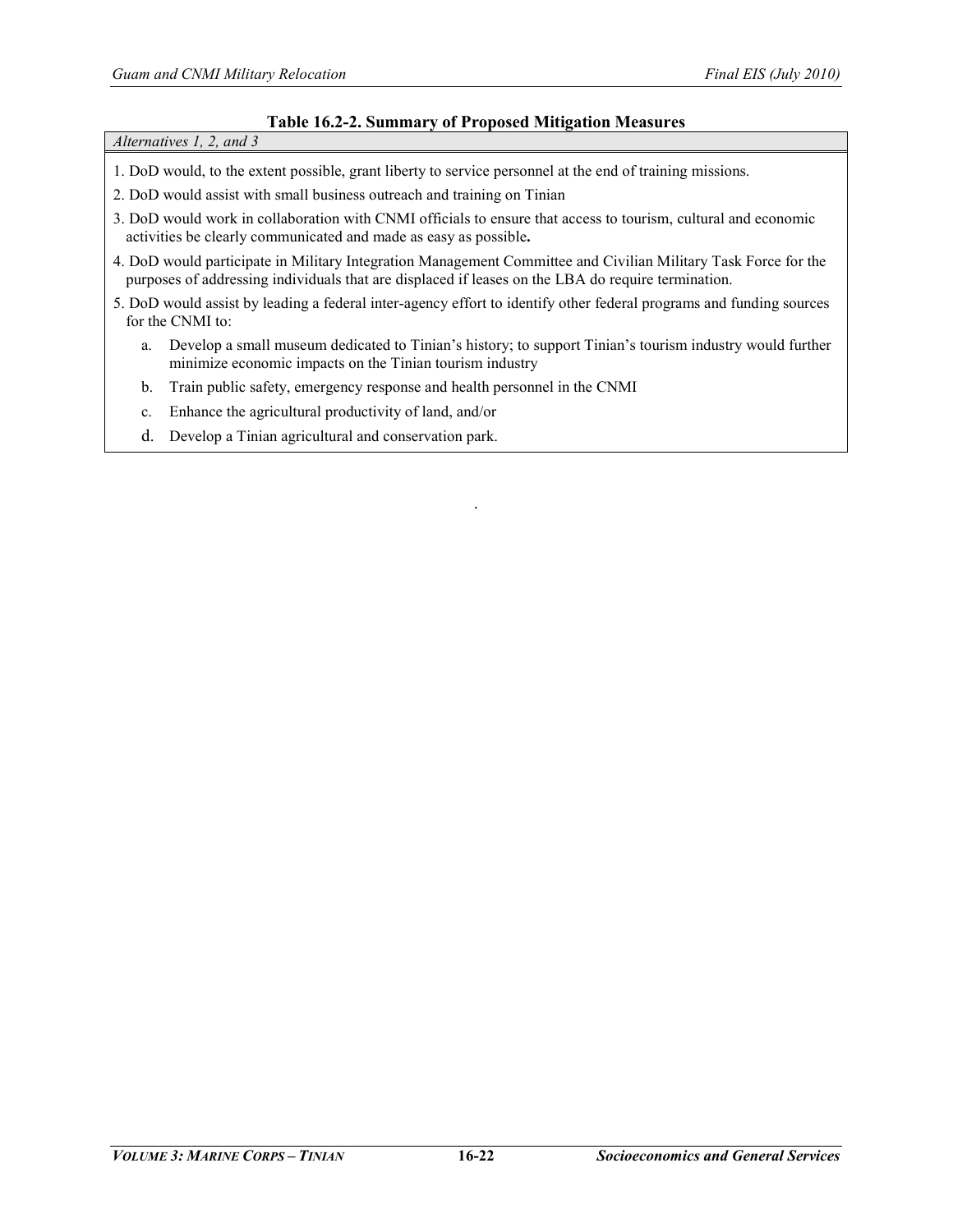**Table 16.2-2. Summary of Proposed Mitigation Measures**

| *Alternatives 1, 2, and 3* |
| --- |
| 1. DoD would, to the extent possible, grant liberty to service personnel at the end of training missions.<br>2. DoD would assist with small business outreach and training on Tinian<br>3. DoD would work in collaboration with CNMI officials to ensure that access to tourism, cultural and economic activities be clearly communicated and made as easy as possible**.**<br>4. DoD would participate in Military Integration Management Committee and Civilian Military Task Force for the purposes of addressing individuals that are displaced if leases on the LBA do require termination.<br>5. DoD would assist by leading a federal inter-agency effort to identify other federal programs and funding sources for the CNMI to:<br>a. Develop a small museum dedicated to Tinian's history; to support Tinian's tourism industry would further minimize economic impacts on the Tinian tourism industry<br>b. Train public safety, emergency response and health personnel in the CNMI<br>c. Enhance the agricultural productivity of land, and/or<br>d. Develop a Tinian agricultural and conservation park. |

.